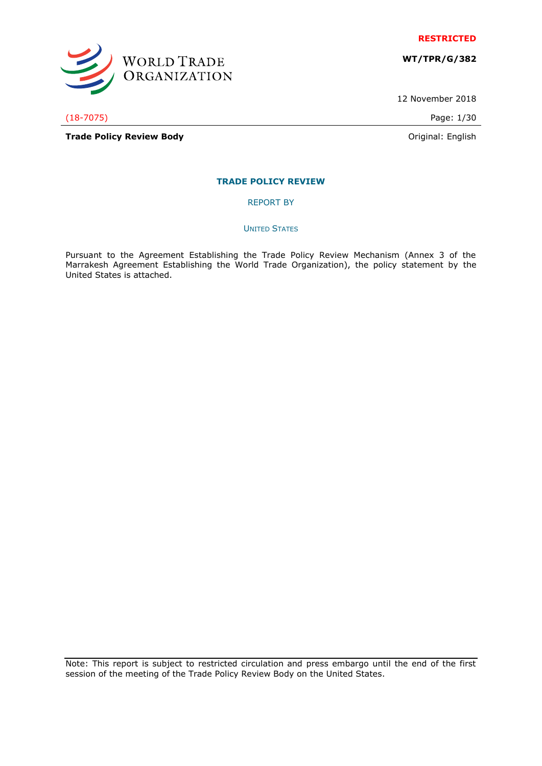**RESTRICTED**

**WT/TPR/G/382**

12 November 2018

(18-7075)

**Trade Policy Review Body**

Original: English

## TRADE POLICY REVIEW

REPORT BY

UNITED STATES

Pursuant to the Agreement Establishing the Trade Policy Review Mechanism (Annex 3 of the Marrakesh Agreement Establishing the World Trade Organization), the policy statement by the United States is attached.

Note: This report is subject to restricted circulation and press embargo until the end of the first session of the meeting of the Trade Policy Review Body on the United States.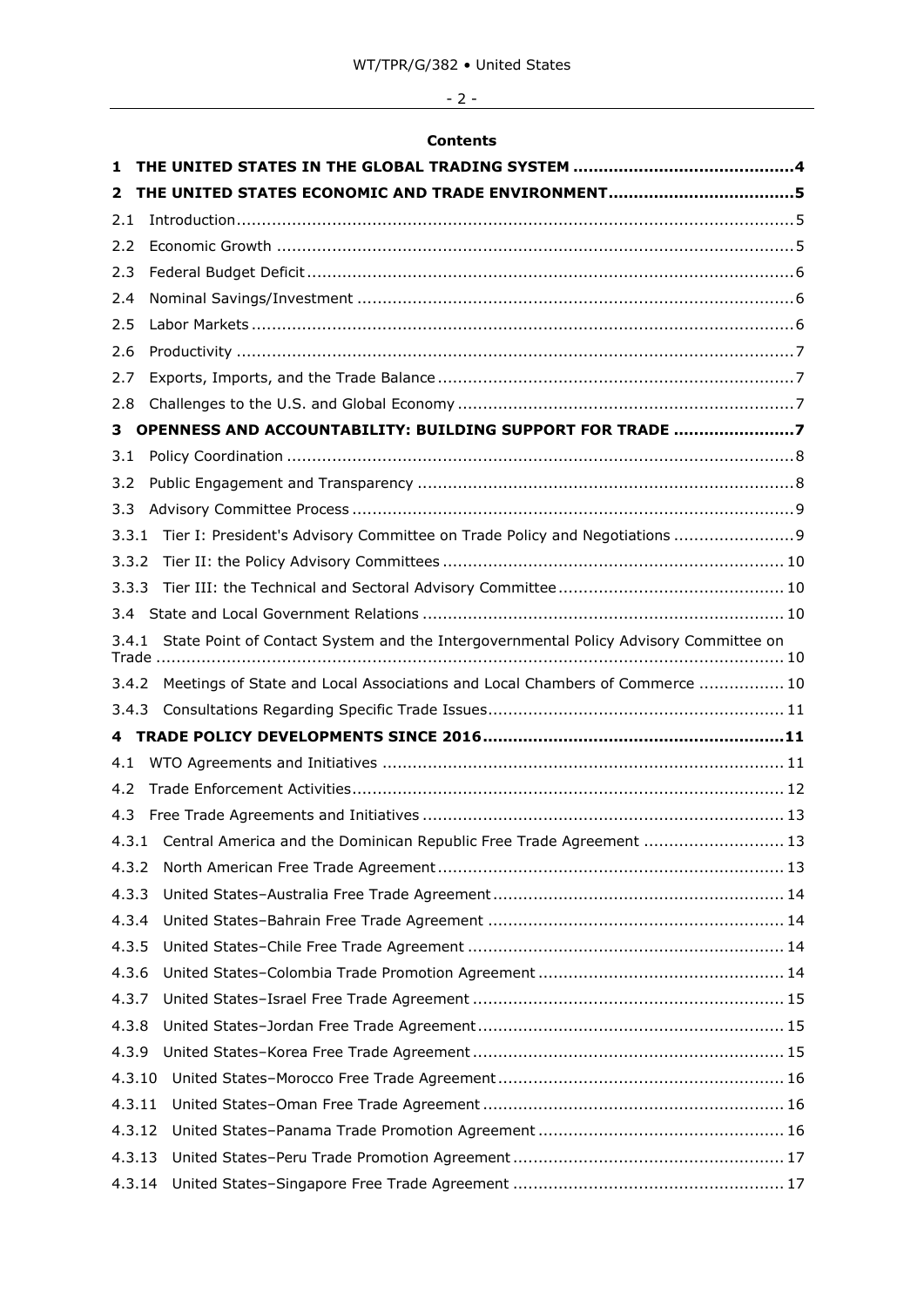**Contents**

**1 THE UNITED STATES IN THE GLOBAL TRADING SYSTEM .......................................... 4**

**2 THE UNITED STATES ECONOMIC AND TRADE ENVIRONMENT .................................... 5**

2.1 Introduction ........................................................................................................ 5

2.2 Economic Growth .................................................................................................. 5

2.3 Federal Budget Deficit ............................................................................................ 6

2.4 Nominal Savings/Investment ................................................................................... 6

2.5 Labor Markets ....................................................................................................... 6

2.6 Productivity .......................................................................................................... 7

2.7 Exports, Imports, and the Trade Balance ................................................................... 7

2.8 Challenges to the U.S. and Global Economy ................................................................ 7

**3 OPENNESS AND ACCOUNTABILITY: BUILDING SUPPORT FOR TRADE ....................... 7**

3.1 Policy Coordination ................................................................................................ 8

3.2 Public Engagement and Transparency ....................................................................... 8

3.3 Advisory Committee Process .................................................................................... 9

3.3.1 Tier I: President's Advisory Committee on Trade Policy and Negotiations ....................... 9

3.3.2 Tier II: the Policy Advisory Committees ................................................................ 10

3.3.3 Tier III: the Technical and Sectoral Advisory Committee ........................................... 10

3.4 State and Local Government Relations .................................................................... 10

3.4.1 State Point of Contact System and the Intergovernmental Policy Advisory Committee on Trade ........................................................................................................................ 10

3.4.2 Meetings of State and Local Associations and Local Chambers of Commerce ................ 10

3.4.3 Consultations Regarding Specific Trade Issues ........................................................ 11

**4 TRADE POLICY DEVELOPMENTS SINCE 2016 ........................................................ 11**

4.1 WTO Agreements and Initiatives ............................................................................ 11

4.2 Trade Enforcement Activities .................................................................................. 12

4.3 Free Trade Agreements and Initiatives ..................................................................... 13

4.3.1 Central America and the Dominican Republic Free Trade Agreement ........................... 13

4.3.2 North American Free Trade Agreement ................................................................... 13

4.3.3 United States–Australia Free Trade Agreement ........................................................ 14

4.3.4 United States–Bahrain Free Trade Agreement .......................................................... 14

4.3.5 United States–Chile Free Trade Agreement ............................................................. 14

4.3.6 United States–Colombia Trade Promotion Agreement ............................................... 14

4.3.7 United States–Israel Free Trade Agreement ............................................................ 15

4.3.8 United States–Jordan Free Trade Agreement ........................................................... 15

4.3.9 United States–Korea Free Trade Agreement ............................................................ 15

4.3.10 United States–Morocco Free Trade Agreement ....................................................... 16

4.3.11 United States–Oman Free Trade Agreement .......................................................... 16

4.3.12 United States–Panama Trade Promotion Agreement ............................................... 16

4.3.13 United States–Peru Trade Promotion Agreement .................................................... 17

4.3.14 United States–Singapore Free Trade Agreement .................................................... 17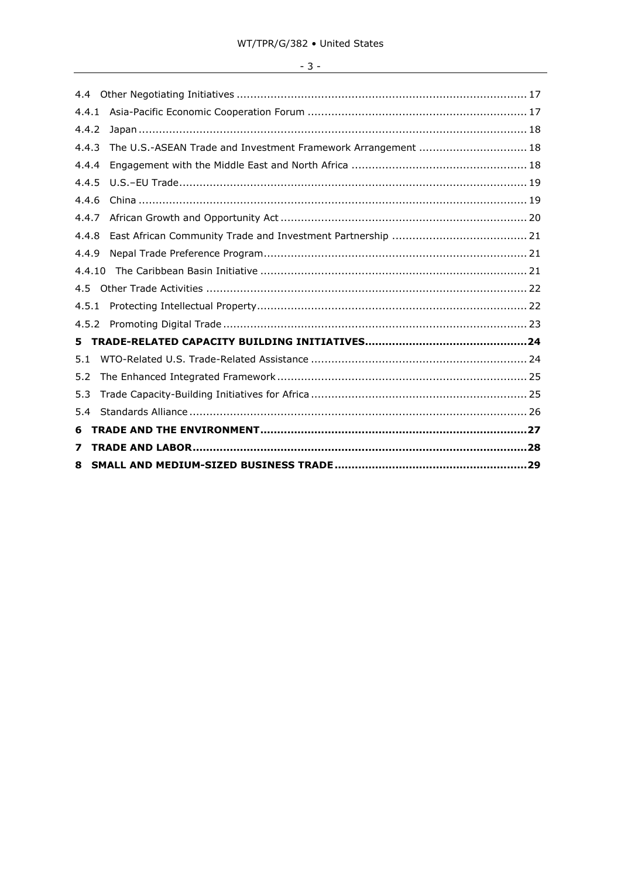4.4 Other Negotiating Initiatives ..................................................................................... 17

4.4.1 Asia-Pacific Economic Cooperation Forum ................................................................ 17

4.4.2 Japan ................................................................................................................... 18

4.4.3 The U.S.-ASEAN Trade and Investment Framework Arrangement ................................ 18

4.4.4 Engagement with the Middle East and North Africa .................................................... 18

4.4.5 U.S.–EU Trade....................................................................................................... 19

4.4.6 China ................................................................................................................... 19

4.4.7 African Growth and Opportunity Act ......................................................................... 20

4.4.8 East African Community Trade and Investment Partnership ........................................ 21

4.4.9 Nepal Trade Preference Program.............................................................................. 21

4.4.10 The Caribbean Basin Initiative ............................................................................... 21

4.5 Other Trade Activities ............................................................................................... 22

4.5.1 Protecting Intellectual Property................................................................................ 22

4.5.2 Promoting Digital Trade .......................................................................................... 23

**5 TRADE-RELATED CAPACITY BUILDING INITIATIVES................................................24**

5.1 WTO-Related U.S. Trade-Related Assistance ................................................................ 24

5.2 The Enhanced Integrated Framework .......................................................................... 25

5.3 Trade Capacity-Building Initiatives for Africa ................................................................ 25

5.4 Standards Alliance .................................................................................................... 26

**6 TRADE AND THE ENVIRONMENT..............................................................................27**

**7 TRADE AND LABOR..................................................................................................28**

**8 SMALL AND MEDIUM-SIZED BUSINESS TRADE........................................................29**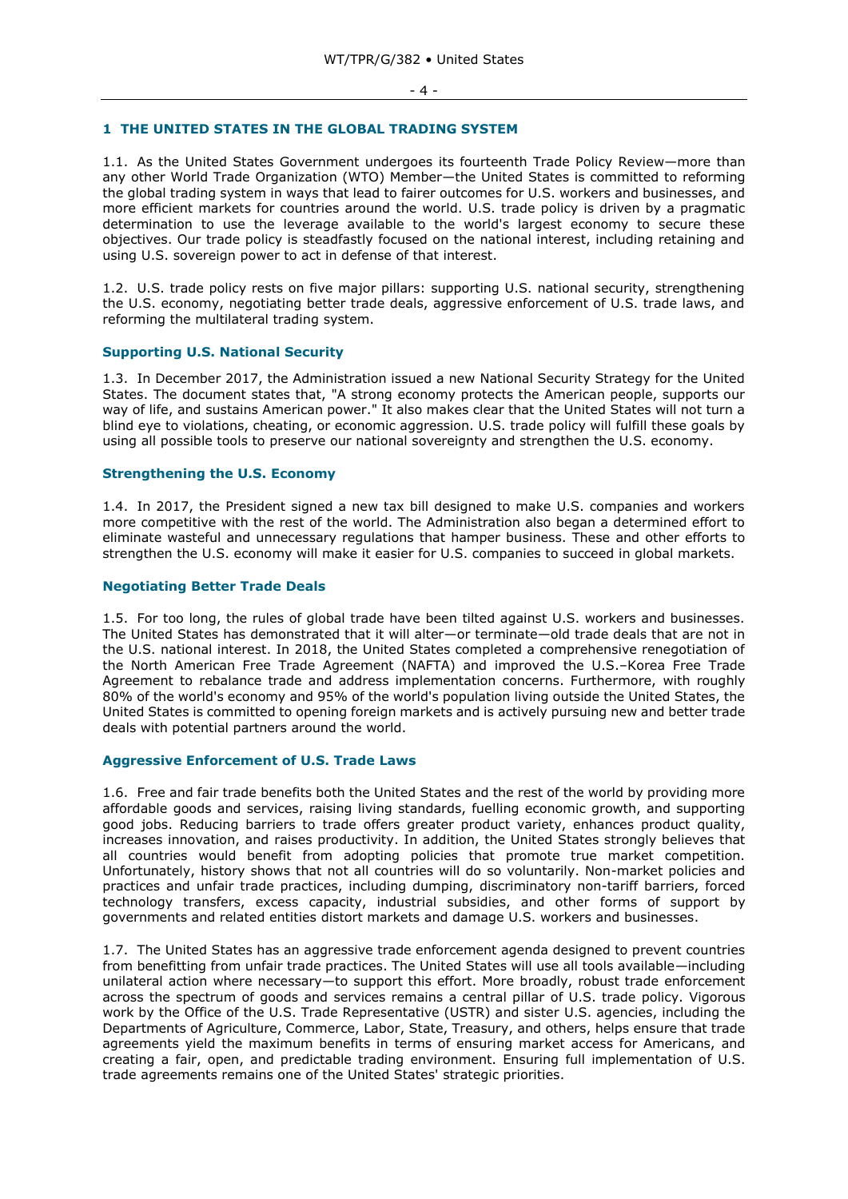## 1 THE UNITED STATES IN THE GLOBAL TRADING SYSTEM

1.1. As the United States Government undergoes its fourteenth Trade Policy Review—more than any other World Trade Organization (WTO) Member—the United States is committed to reforming the global trading system in ways that lead to fairer outcomes for U.S. workers and businesses, and more efficient markets for countries around the world. U.S. trade policy is driven by a pragmatic determination to use the leverage available to the world's largest economy to secure these objectives. Our trade policy is steadfastly focused on the national interest, including retaining and using U.S. sovereign power to act in defense of that interest.

1.2. U.S. trade policy rests on five major pillars: supporting U.S. national security, strengthening the U.S. economy, negotiating better trade deals, aggressive enforcement of U.S. trade laws, and reforming the multilateral trading system.

### Supporting U.S. National Security

1.3. In December 2017, the Administration issued a new National Security Strategy for the United States. The document states that, "A strong economy protects the American people, supports our way of life, and sustains American power." It also makes clear that the United States will not turn a blind eye to violations, cheating, or economic aggression. U.S. trade policy will fulfill these goals by using all possible tools to preserve our national sovereignty and strengthen the U.S. economy.

### Strengthening the U.S. Economy

1.4. In 2017, the President signed a new tax bill designed to make U.S. companies and workers more competitive with the rest of the world. The Administration also began a determined effort to eliminate wasteful and unnecessary regulations that hamper business. These and other efforts to strengthen the U.S. economy will make it easier for U.S. companies to succeed in global markets.

### Negotiating Better Trade Deals

1.5. For too long, the rules of global trade have been tilted against U.S. workers and businesses. The United States has demonstrated that it will alter—or terminate—old trade deals that are not in the U.S. national interest. In 2018, the United States completed a comprehensive renegotiation of the North American Free Trade Agreement (NAFTA) and improved the U.S.–Korea Free Trade Agreement to rebalance trade and address implementation concerns. Furthermore, with roughly 80% of the world's economy and 95% of the world's population living outside the United States, the United States is committed to opening foreign markets and is actively pursuing new and better trade deals with potential partners around the world.

### Aggressive Enforcement of U.S. Trade Laws

1.6. Free and fair trade benefits both the United States and the rest of the world by providing more affordable goods and services, raising living standards, fuelling economic growth, and supporting good jobs. Reducing barriers to trade offers greater product variety, enhances product quality, increases innovation, and raises productivity. In addition, the United States strongly believes that all countries would benefit from adopting policies that promote true market competition. Unfortunately, history shows that not all countries will do so voluntarily. Non-market policies and practices and unfair trade practices, including dumping, discriminatory non-tariff barriers, forced technology transfers, excess capacity, industrial subsidies, and other forms of support by governments and related entities distort markets and damage U.S. workers and businesses.

1.7. The United States has an aggressive trade enforcement agenda designed to prevent countries from benefitting from unfair trade practices. The United States will use all tools available—including unilateral action where necessary—to support this effort. More broadly, robust trade enforcement across the spectrum of goods and services remains a central pillar of U.S. trade policy. Vigorous work by the Office of the U.S. Trade Representative (USTR) and sister U.S. agencies, including the Departments of Agriculture, Commerce, Labor, State, Treasury, and others, helps ensure that trade agreements yield the maximum benefits in terms of ensuring market access for Americans, and creating a fair, open, and predictable trading environment. Ensuring full implementation of U.S. trade agreements remains one of the United States' strategic priorities.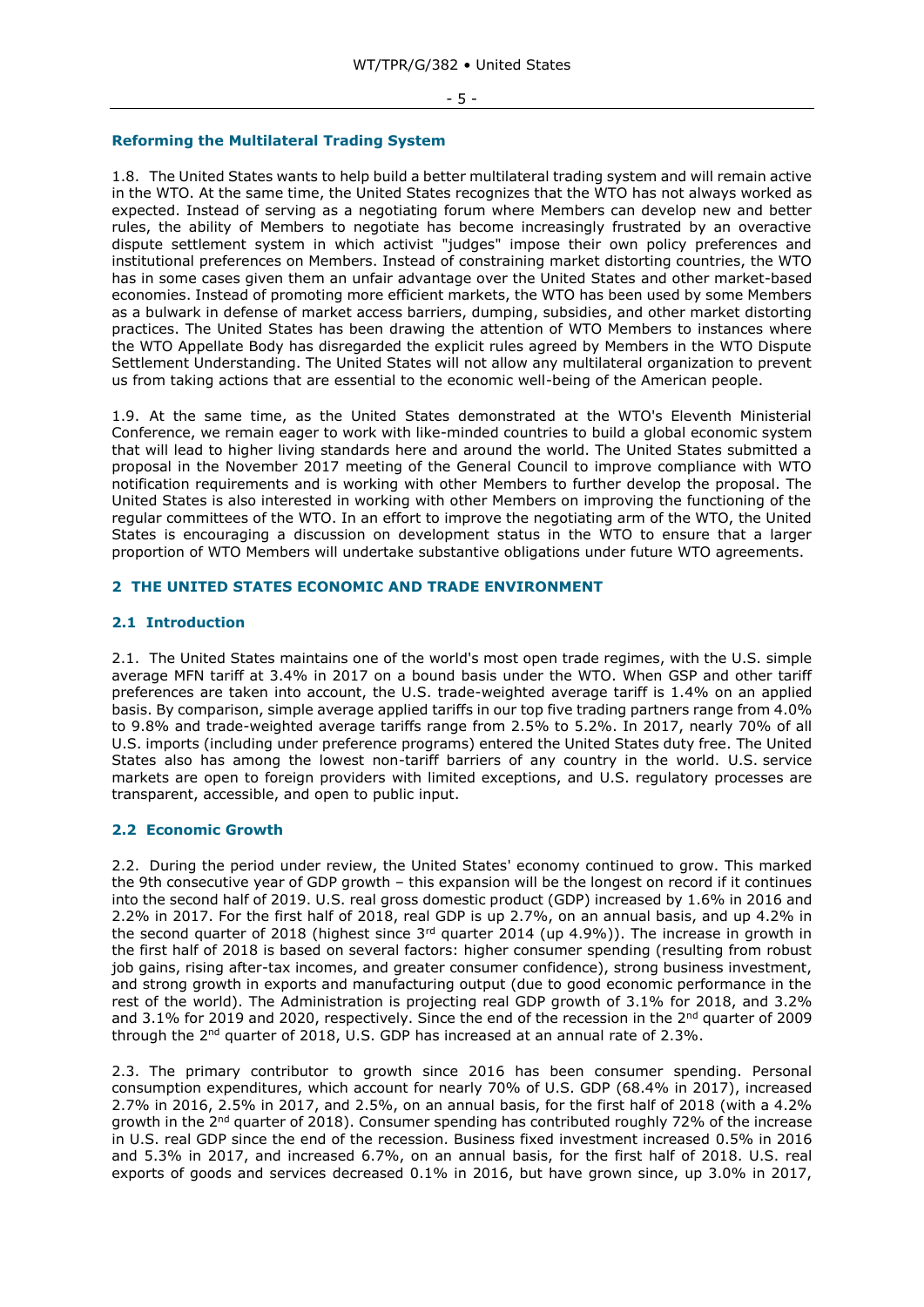### Reforming the Multilateral Trading System

1.8. The United States wants to help build a better multilateral trading system and will remain active in the WTO. At the same time, the United States recognizes that the WTO has not always worked as expected. Instead of serving as a negotiating forum where Members can develop new and better rules, the ability of Members to negotiate has become increasingly frustrated by an overactive dispute settlement system in which activist "judges" impose their own policy preferences and institutional preferences on Members. Instead of constraining market distorting countries, the WTO has in some cases given them an unfair advantage over the United States and other market-based economies. Instead of promoting more efficient markets, the WTO has been used by some Members as a bulwark in defense of market access barriers, dumping, subsidies, and other market distorting practices. The United States has been drawing the attention of WTO Members to instances where the WTO Appellate Body has disregarded the explicit rules agreed by Members in the WTO Dispute Settlement Understanding. The United States will not allow any multilateral organization to prevent us from taking actions that are essential to the economic well-being of the American people.

1.9. At the same time, as the United States demonstrated at the WTO's Eleventh Ministerial Conference, we remain eager to work with like-minded countries to build a global economic system that will lead to higher living standards here and around the world. The United States submitted a proposal in the November 2017 meeting of the General Council to improve compliance with WTO notification requirements and is working with other Members to further develop the proposal. The United States is also interested in working with other Members on improving the functioning of the regular committees of the WTO. In an effort to improve the negotiating arm of the WTO, the United States is encouraging a discussion on development status in the WTO to ensure that a larger proportion of WTO Members will undertake substantive obligations under future WTO agreements.

## 2 THE UNITED STATES ECONOMIC AND TRADE ENVIRONMENT

### 2.1 Introduction

2.1. The United States maintains one of the world's most open trade regimes, with the U.S. simple average MFN tariff at 3.4% in 2017 on a bound basis under the WTO. When GSP and other tariff preferences are taken into account, the U.S. trade-weighted average tariff is 1.4% on an applied basis. By comparison, simple average applied tariffs in our top five trading partners range from 4.0% to 9.8% and trade-weighted average tariffs range from 2.5% to 5.2%. In 2017, nearly 70% of all U.S. imports (including under preference programs) entered the United States duty free. The United States also has among the lowest non-tariff barriers of any country in the world. U.S. service markets are open to foreign providers with limited exceptions, and U.S. regulatory processes are transparent, accessible, and open to public input.

### 2.2 Economic Growth

2.2. During the period under review, the United States' economy continued to grow. This marked the 9th consecutive year of GDP growth – this expansion will be the longest on record if it continues into the second half of 2019. U.S. real gross domestic product (GDP) increased by 1.6% in 2016 and 2.2% in 2017. For the first half of 2018, real GDP is up 2.7%, on an annual basis, and up 4.2% in the second quarter of 2018 (highest since 3rd quarter 2014 (up 4.9%)). The increase in growth in the first half of 2018 is based on several factors: higher consumer spending (resulting from robust job gains, rising after-tax incomes, and greater consumer confidence), strong business investment, and strong growth in exports and manufacturing output (due to good economic performance in the rest of the world). The Administration is projecting real GDP growth of 3.1% for 2018, and 3.2% and 3.1% for 2019 and 2020, respectively. Since the end of the recession in the 2nd quarter of 2009 through the 2nd quarter of 2018, U.S. GDP has increased at an annual rate of 2.3%.

2.3. The primary contributor to growth since 2016 has been consumer spending. Personal consumption expenditures, which account for nearly 70% of U.S. GDP (68.4% in 2017), increased 2.7% in 2016, 2.5% in 2017, and 2.5%, on an annual basis, for the first half of 2018 (with a 4.2% growth in the 2nd quarter of 2018). Consumer spending has contributed roughly 72% of the increase in U.S. real GDP since the end of the recession. Business fixed investment increased 0.5% in 2016 and 5.3% in 2017, and increased 6.7%, on an annual basis, for the first half of 2018. U.S. real exports of goods and services decreased 0.1% in 2016, but have grown since, up 3.0% in 2017,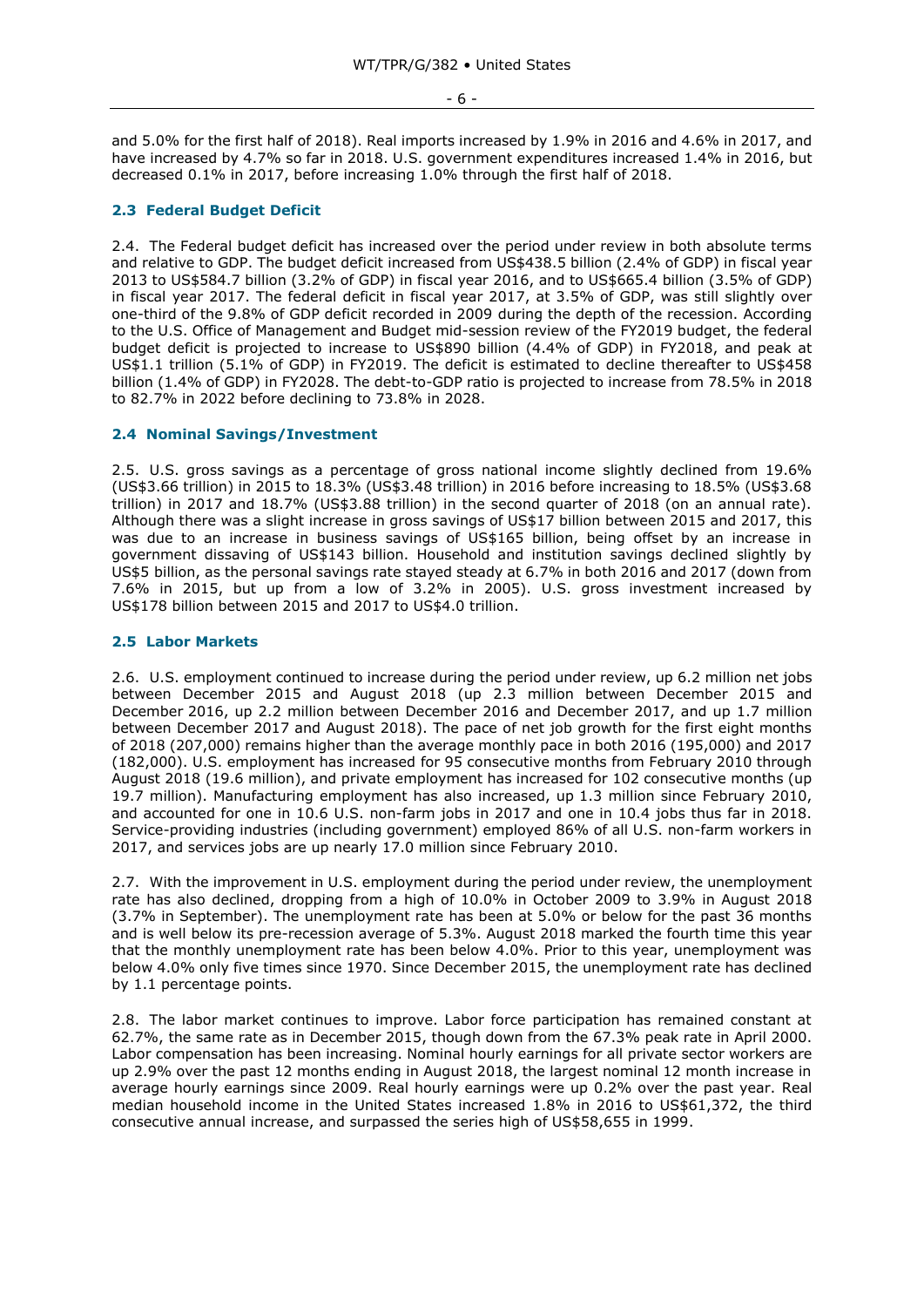and 5.0% for the first half of 2018). Real imports increased by 1.9% in 2016 and 4.6% in 2017, and have increased by 4.7% so far in 2018. U.S. government expenditures increased 1.4% in 2016, but decreased 0.1% in 2017, before increasing 1.0% through the first half of 2018.

### 2.3 Federal Budget Deficit

2.4. The Federal budget deficit has increased over the period under review in both absolute terms and relative to GDP. The budget deficit increased from US$438.5 billion (2.4% of GDP) in fiscal year 2013 to US$584.7 billion (3.2% of GDP) in fiscal year 2016, and to US$665.4 billion (3.5% of GDP) in fiscal year 2017. The federal deficit in fiscal year 2017, at 3.5% of GDP, was still slightly over one-third of the 9.8% of GDP deficit recorded in 2009 during the depth of the recession. According to the U.S. Office of Management and Budget mid-session review of the FY2019 budget, the federal budget deficit is projected to increase to US$890 billion (4.4% of GDP) in FY2018, and peak at US$1.1 trillion (5.1% of GDP) in FY2019. The deficit is estimated to decline thereafter to US$458 billion (1.4% of GDP) in FY2028. The debt-to-GDP ratio is projected to increase from 78.5% in 2018 to 82.7% in 2022 before declining to 73.8% in 2028.

### 2.4 Nominal Savings/Investment

2.5. U.S. gross savings as a percentage of gross national income slightly declined from 19.6% (US$3.66 trillion) in 2015 to 18.3% (US$3.48 trillion) in 2016 before increasing to 18.5% (US$3.68 trillion) in 2017 and 18.7% (US$3.88 trillion) in the second quarter of 2018 (on an annual rate). Although there was a slight increase in gross savings of US$17 billion between 2015 and 2017, this was due to an increase in business savings of US$165 billion, being offset by an increase in government dissaving of US$143 billion. Household and institution savings declined slightly by US$5 billion, as the personal savings rate stayed steady at 6.7% in both 2016 and 2017 (down from 7.6% in 2015, but up from a low of 3.2% in 2005). U.S. gross investment increased by US$178 billion between 2015 and 2017 to US$4.0 trillion.

### 2.5 Labor Markets

2.6. U.S. employment continued to increase during the period under review, up 6.2 million net jobs between December 2015 and August 2018 (up 2.3 million between December 2015 and December 2016, up 2.2 million between December 2016 and December 2017, and up 1.7 million between December 2017 and August 2018). The pace of net job growth for the first eight months of 2018 (207,000) remains higher than the average monthly pace in both 2016 (195,000) and 2017 (182,000). U.S. employment has increased for 95 consecutive months from February 2010 through August 2018 (19.6 million), and private employment has increased for 102 consecutive months (up 19.7 million). Manufacturing employment has also increased, up 1.3 million since February 2010, and accounted for one in 10.6 U.S. non-farm jobs in 2017 and one in 10.4 jobs thus far in 2018. Service-providing industries (including government) employed 86% of all U.S. non-farm workers in 2017, and services jobs are up nearly 17.0 million since February 2010.

2.7. With the improvement in U.S. employment during the period under review, the unemployment rate has also declined, dropping from a high of 10.0% in October 2009 to 3.9% in August 2018 (3.7% in September). The unemployment rate has been at 5.0% or below for the past 36 months and is well below its pre-recession average of 5.3%. August 2018 marked the fourth time this year that the monthly unemployment rate has been below 4.0%. Prior to this year, unemployment was below 4.0% only five times since 1970. Since December 2015, the unemployment rate has declined by 1.1 percentage points.

2.8. The labor market continues to improve. Labor force participation has remained constant at 62.7%, the same rate as in December 2015, though down from the 67.3% peak rate in April 2000. Labor compensation has been increasing. Nominal hourly earnings for all private sector workers are up 2.9% over the past 12 months ending in August 2018, the largest nominal 12 month increase in average hourly earnings since 2009. Real hourly earnings were up 0.2% over the past year. Real median household income in the United States increased 1.8% in 2016 to US$61,372, the third consecutive annual increase, and surpassed the series high of US$58,655 in 1999.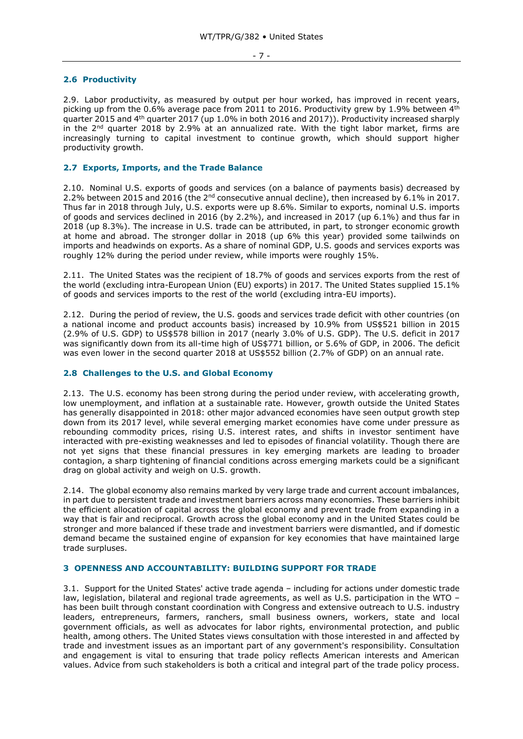## 2.6 Productivity

2.9. Labor productivity, as measured by output per hour worked, has improved in recent years, picking up from the 0.6% average pace from 2011 to 2016. Productivity grew by 1.9% between 4th quarter 2015 and 4th quarter 2017 (up 1.0% in both 2016 and 2017)). Productivity increased sharply in the 2nd quarter 2018 by 2.9% at an annualized rate. With the tight labor market, firms are increasingly turning to capital investment to continue growth, which should support higher productivity growth.

## 2.7 Exports, Imports, and the Trade Balance

2.10. Nominal U.S. exports of goods and services (on a balance of payments basis) decreased by 2.2% between 2015 and 2016 (the 2nd consecutive annual decline), then increased by 6.1% in 2017. Thus far in 2018 through July, U.S. exports were up 8.6%. Similar to exports, nominal U.S. imports of goods and services declined in 2016 (by 2.2%), and increased in 2017 (up 6.1%) and thus far in 2018 (up 8.3%). The increase in U.S. trade can be attributed, in part, to stronger economic growth at home and abroad. The stronger dollar in 2018 (up 6% this year) provided some tailwinds on imports and headwinds on exports. As a share of nominal GDP, U.S. goods and services exports was roughly 12% during the period under review, while imports were roughly 15%.

2.11. The United States was the recipient of 18.7% of goods and services exports from the rest of the world (excluding intra-European Union (EU) exports) in 2017. The United States supplied 15.1% of goods and services imports to the rest of the world (excluding intra-EU imports).

2.12. During the period of review, the U.S. goods and services trade deficit with other countries (on a national income and product accounts basis) increased by 10.9% from US$521 billion in 2015 (2.9% of U.S. GDP) to US$578 billion in 2017 (nearly 3.0% of U.S. GDP). The U.S. deficit in 2017 was significantly down from its all-time high of US$771 billion, or 5.6% of GDP, in 2006. The deficit was even lower in the second quarter 2018 at US$552 billion (2.7% of GDP) on an annual rate.

## 2.8 Challenges to the U.S. and Global Economy

2.13. The U.S. economy has been strong during the period under review, with accelerating growth, low unemployment, and inflation at a sustainable rate. However, growth outside the United States has generally disappointed in 2018: other major advanced economies have seen output growth step down from its 2017 level, while several emerging market economies have come under pressure as rebounding commodity prices, rising U.S. interest rates, and shifts in investor sentiment have interacted with pre-existing weaknesses and led to episodes of financial volatility. Though there are not yet signs that these financial pressures in key emerging markets are leading to broader contagion, a sharp tightening of financial conditions across emerging markets could be a significant drag on global activity and weigh on U.S. growth.

2.14. The global economy also remains marked by very large trade and current account imbalances, in part due to persistent trade and investment barriers across many economies. These barriers inhibit the efficient allocation of capital across the global economy and prevent trade from expanding in a way that is fair and reciprocal. Growth across the global economy and in the United States could be stronger and more balanced if these trade and investment barriers were dismantled, and if domestic demand became the sustained engine of expansion for key economies that have maintained large trade surpluses.

# 3 OPENNESS AND ACCOUNTABILITY: BUILDING SUPPORT FOR TRADE

3.1. Support for the United States' active trade agenda – including for actions under domestic trade law, legislation, bilateral and regional trade agreements, as well as U.S. participation in the WTO – has been built through constant coordination with Congress and extensive outreach to U.S. industry leaders, entrepreneurs, farmers, ranchers, small business owners, workers, state and local government officials, as well as advocates for labor rights, environmental protection, and public health, among others. The United States views consultation with those interested in and affected by trade and investment issues as an important part of any government's responsibility. Consultation and engagement is vital to ensuring that trade policy reflects American interests and American values. Advice from such stakeholders is both a critical and integral part of the trade policy process.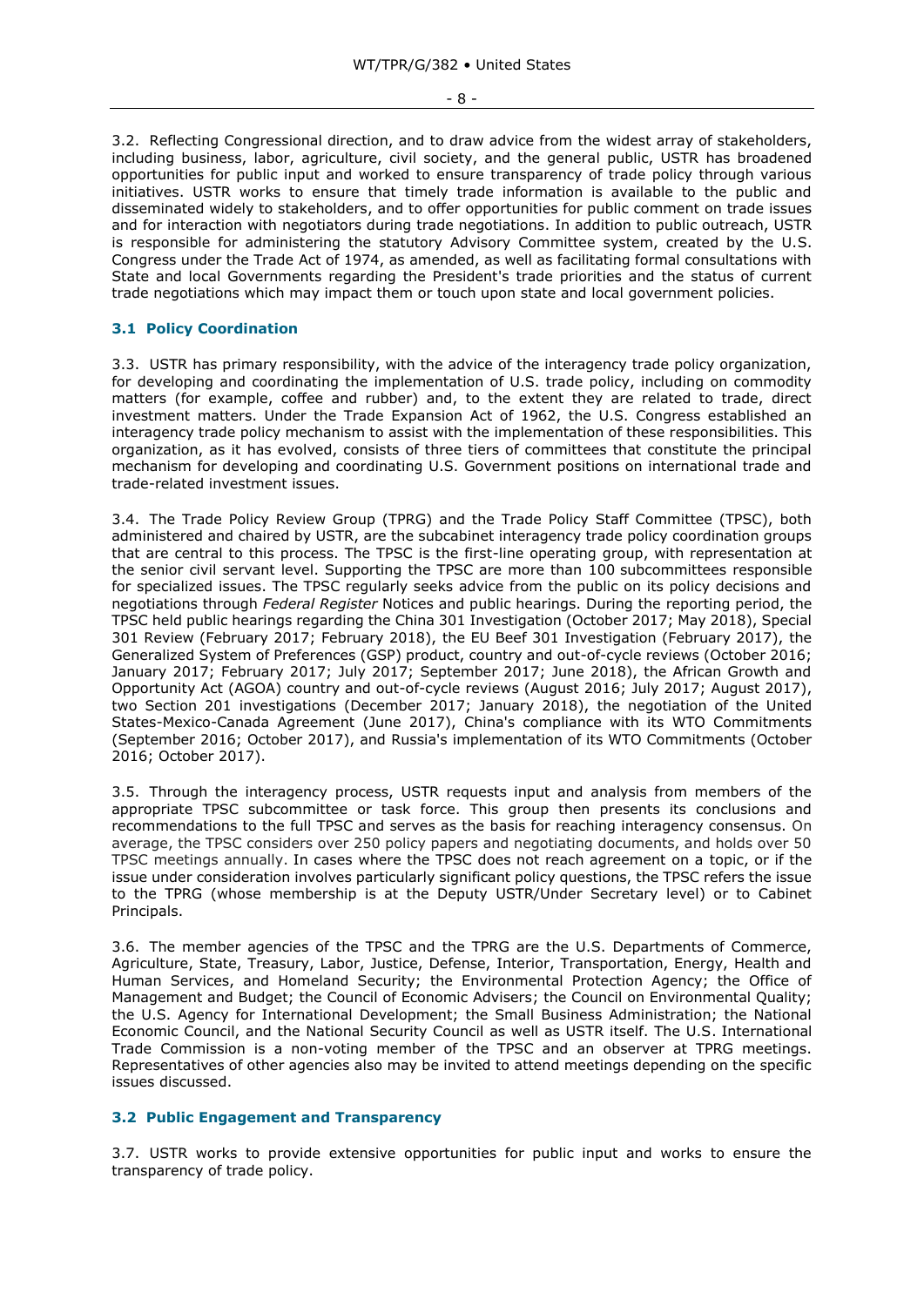3.2. Reflecting Congressional direction, and to draw advice from the widest array of stakeholders, including business, labor, agriculture, civil society, and the general public, USTR has broadened opportunities for public input and worked to ensure transparency of trade policy through various initiatives. USTR works to ensure that timely trade information is available to the public and disseminated widely to stakeholders, and to offer opportunities for public comment on trade issues and for interaction with negotiators during trade negotiations. In addition to public outreach, USTR is responsible for administering the statutory Advisory Committee system, created by the U.S. Congress under the Trade Act of 1974, as amended, as well as facilitating formal consultations with State and local Governments regarding the President's trade priorities and the status of current trade negotiations which may impact them or touch upon state and local government policies.

## 3.1 Policy Coordination

3.3. USTR has primary responsibility, with the advice of the interagency trade policy organization, for developing and coordinating the implementation of U.S. trade policy, including on commodity matters (for example, coffee and rubber) and, to the extent they are related to trade, direct investment matters. Under the Trade Expansion Act of 1962, the U.S. Congress established an interagency trade policy mechanism to assist with the implementation of these responsibilities. This organization, as it has evolved, consists of three tiers of committees that constitute the principal mechanism for developing and coordinating U.S. Government positions on international trade and trade-related investment issues.

3.4. The Trade Policy Review Group (TPRG) and the Trade Policy Staff Committee (TPSC), both administered and chaired by USTR, are the subcabinet interagency trade policy coordination groups that are central to this process. The TPSC is the first-line operating group, with representation at the senior civil servant level. Supporting the TPSC are more than 100 subcommittees responsible for specialized issues. The TPSC regularly seeks advice from the public on its policy decisions and negotiations through *Federal Register* Notices and public hearings. During the reporting period, the TPSC held public hearings regarding the China 301 Investigation (October 2017; May 2018), Special 301 Review (February 2017; February 2018), the EU Beef 301 Investigation (February 2017), the Generalized System of Preferences (GSP) product, country and out-of-cycle reviews (October 2016; January 2017; February 2017; July 2017; September 2017; June 2018), the African Growth and Opportunity Act (AGOA) country and out-of-cycle reviews (August 2016; July 2017; August 2017), two Section 201 investigations (December 2017; January 2018), the negotiation of the United States-Mexico-Canada Agreement (June 2017), China's compliance with its WTO Commitments (September 2016; October 2017), and Russia's implementation of its WTO Commitments (October 2016; October 2017).

3.5. Through the interagency process, USTR requests input and analysis from members of the appropriate TPSC subcommittee or task force. This group then presents its conclusions and recommendations to the full TPSC and serves as the basis for reaching interagency consensus. On average, the TPSC considers over 250 policy papers and negotiating documents, and holds over 50 TPSC meetings annually. In cases where the TPSC does not reach agreement on a topic, or if the issue under consideration involves particularly significant policy questions, the TPSC refers the issue to the TPRG (whose membership is at the Deputy USTR/Under Secretary level) or to Cabinet Principals.

3.6. The member agencies of the TPSC and the TPRG are the U.S. Departments of Commerce, Agriculture, State, Treasury, Labor, Justice, Defense, Interior, Transportation, Energy, Health and Human Services, and Homeland Security; the Environmental Protection Agency; the Office of Management and Budget; the Council of Economic Advisers; the Council on Environmental Quality; the U.S. Agency for International Development; the Small Business Administration; the National Economic Council, and the National Security Council as well as USTR itself. The U.S. International Trade Commission is a non-voting member of the TPSC and an observer at TPRG meetings. Representatives of other agencies also may be invited to attend meetings depending on the specific issues discussed.

## 3.2 Public Engagement and Transparency

3.7. USTR works to provide extensive opportunities for public input and works to ensure the transparency of trade policy.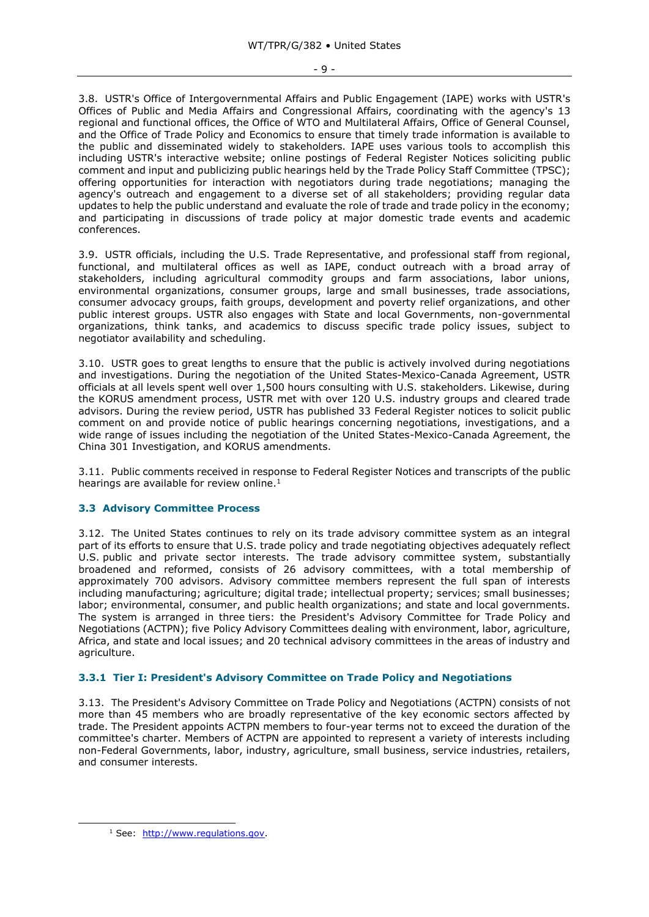3.8. USTR's Office of Intergovernmental Affairs and Public Engagement (IAPE) works with USTR's Offices of Public and Media Affairs and Congressional Affairs, coordinating with the agency's 13 regional and functional offices, the Office of WTO and Multilateral Affairs, Office of General Counsel, and the Office of Trade Policy and Economics to ensure that timely trade information is available to the public and disseminated widely to stakeholders. IAPE uses various tools to accomplish this including USTR's interactive website; online postings of Federal Register Notices soliciting public comment and input and publicizing public hearings held by the Trade Policy Staff Committee (TPSC); offering opportunities for interaction with negotiators during trade negotiations; managing the agency's outreach and engagement to a diverse set of all stakeholders; providing regular data updates to help the public understand and evaluate the role of trade and trade policy in the economy; and participating in discussions of trade policy at major domestic trade events and academic conferences.

3.9. USTR officials, including the U.S. Trade Representative, and professional staff from regional, functional, and multilateral offices as well as IAPE, conduct outreach with a broad array of stakeholders, including agricultural commodity groups and farm associations, labor unions, environmental organizations, consumer groups, large and small businesses, trade associations, consumer advocacy groups, faith groups, development and poverty relief organizations, and other public interest groups. USTR also engages with State and local Governments, non-governmental organizations, think tanks, and academics to discuss specific trade policy issues, subject to negotiator availability and scheduling.

3.10. USTR goes to great lengths to ensure that the public is actively involved during negotiations and investigations. During the negotiation of the United States-Mexico-Canada Agreement, USTR officials at all levels spent well over 1,500 hours consulting with U.S. stakeholders. Likewise, during the KORUS amendment process, USTR met with over 120 U.S. industry groups and cleared trade advisors. During the review period, USTR has published 33 Federal Register notices to solicit public comment on and provide notice of public hearings concerning negotiations, investigations, and a wide range of issues including the negotiation of the United States-Mexico-Canada Agreement, the China 301 Investigation, and KORUS amendments.

3.11. Public comments received in response to Federal Register Notices and transcripts of the public hearings are available for review online.[1]

### 3.3 Advisory Committee Process

3.12. The United States continues to rely on its trade advisory committee system as an integral part of its efforts to ensure that U.S. trade policy and trade negotiating objectives adequately reflect U.S. public and private sector interests. The trade advisory committee system, substantially broadened and reformed, consists of 26 advisory committees, with a total membership of approximately 700 advisors. Advisory committee members represent the full span of interests including manufacturing; agriculture; digital trade; intellectual property; services; small businesses; labor; environmental, consumer, and public health organizations; and state and local governments. The system is arranged in three tiers: the President's Advisory Committee for Trade Policy and Negotiations (ACTPN); five Policy Advisory Committees dealing with environment, labor, agriculture, Africa, and state and local issues; and 20 technical advisory committees in the areas of industry and agriculture.

#### 3.3.1 Tier I: President's Advisory Committee on Trade Policy and Negotiations

3.13. The President's Advisory Committee on Trade Policy and Negotiations (ACTPN) consists of not more than 45 members who are broadly representative of the key economic sectors affected by trade. The President appoints ACTPN members to four-year terms not to exceed the duration of the committee's charter. Members of ACTPN are appointed to represent a variety of interests including non-Federal Governments, labor, industry, agriculture, small business, service industries, retailers, and consumer interests.

[1] See: http://www.regulations.gov.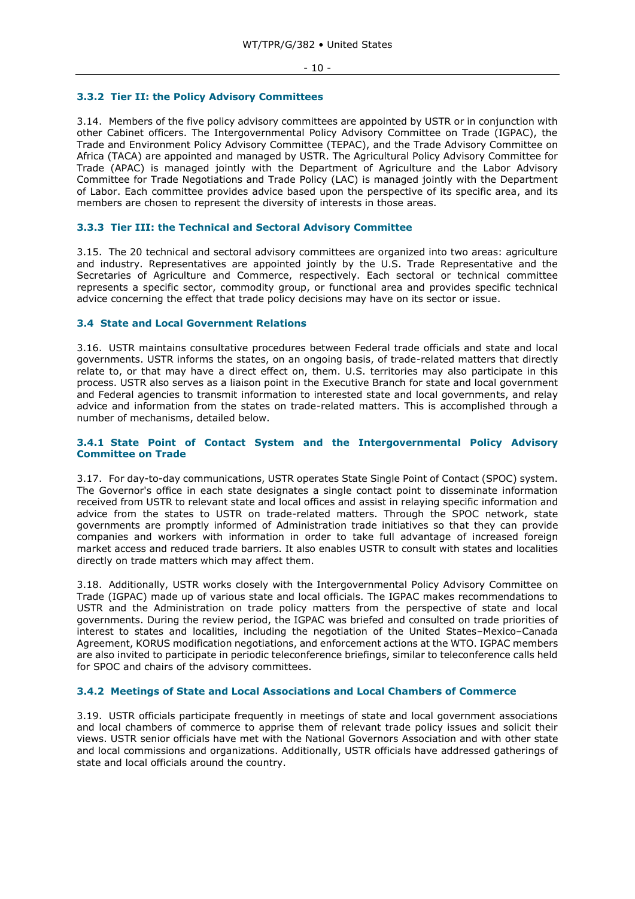### 3.3.2 Tier II: the Policy Advisory Committees

3.14. Members of the five policy advisory committees are appointed by USTR or in conjunction with other Cabinet officers. The Intergovernmental Policy Advisory Committee on Trade (IGPAC), the Trade and Environment Policy Advisory Committee (TEPAC), and the Trade Advisory Committee on Africa (TACA) are appointed and managed by USTR. The Agricultural Policy Advisory Committee for Trade (APAC) is managed jointly with the Department of Agriculture and the Labor Advisory Committee for Trade Negotiations and Trade Policy (LAC) is managed jointly with the Department of Labor. Each committee provides advice based upon the perspective of its specific area, and its members are chosen to represent the diversity of interests in those areas.

### 3.3.3 Tier III: the Technical and Sectoral Advisory Committee

3.15. The 20 technical and sectoral advisory committees are organized into two areas: agriculture and industry. Representatives are appointed jointly by the U.S. Trade Representative and the Secretaries of Agriculture and Commerce, respectively. Each sectoral or technical committee represents a specific sector, commodity group, or functional area and provides specific technical advice concerning the effect that trade policy decisions may have on its sector or issue.

## 3.4 State and Local Government Relations

3.16. USTR maintains consultative procedures between Federal trade officials and state and local governments. USTR informs the states, on an ongoing basis, of trade-related matters that directly relate to, or that may have a direct effect on, them. U.S. territories may also participate in this process. USTR also serves as a liaison point in the Executive Branch for state and local government and Federal agencies to transmit information to interested state and local governments, and relay advice and information from the states on trade-related matters. This is accomplished through a number of mechanisms, detailed below.

### 3.4.1 State Point of Contact System and the Intergovernmental Policy Advisory Committee on Trade

3.17. For day-to-day communications, USTR operates State Single Point of Contact (SPOC) system. The Governor's office in each state designates a single contact point to disseminate information received from USTR to relevant state and local offices and assist in relaying specific information and advice from the states to USTR on trade-related matters. Through the SPOC network, state governments are promptly informed of Administration trade initiatives so that they can provide companies and workers with information in order to take full advantage of increased foreign market access and reduced trade barriers. It also enables USTR to consult with states and localities directly on trade matters which may affect them.

3.18. Additionally, USTR works closely with the Intergovernmental Policy Advisory Committee on Trade (IGPAC) made up of various state and local officials. The IGPAC makes recommendations to USTR and the Administration on trade policy matters from the perspective of state and local governments. During the review period, the IGPAC was briefed and consulted on trade priorities of interest to states and localities, including the negotiation of the United States–Mexico–Canada Agreement, KORUS modification negotiations, and enforcement actions at the WTO. IGPAC members are also invited to participate in periodic teleconference briefings, similar to teleconference calls held for SPOC and chairs of the advisory committees.

### 3.4.2 Meetings of State and Local Associations and Local Chambers of Commerce

3.19. USTR officials participate frequently in meetings of state and local government associations and local chambers of commerce to apprise them of relevant trade policy issues and solicit their views. USTR senior officials have met with the National Governors Association and with other state and local commissions and organizations. Additionally, USTR officials have addressed gatherings of state and local officials around the country.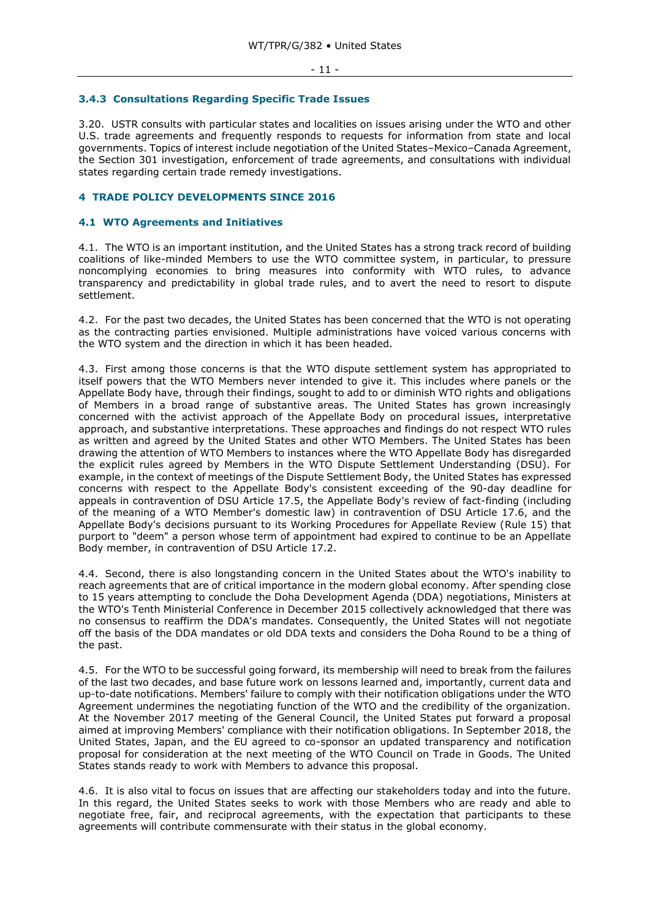### 3.4.3 Consultations Regarding Specific Trade Issues

3.20. USTR consults with particular states and localities on issues arising under the WTO and other U.S. trade agreements and frequently responds to requests for information from state and local governments. Topics of interest include negotiation of the United States–Mexico–Canada Agreement, the Section 301 investigation, enforcement of trade agreements, and consultations with individual states regarding certain trade remedy investigations.

# 4 TRADE POLICY DEVELOPMENTS SINCE 2016

## 4.1 WTO Agreements and Initiatives

4.1. The WTO is an important institution, and the United States has a strong track record of building coalitions of like-minded Members to use the WTO committee system, in particular, to pressure noncomplying economies to bring measures into conformity with WTO rules, to advance transparency and predictability in global trade rules, and to avert the need to resort to dispute settlement.

4.2. For the past two decades, the United States has been concerned that the WTO is not operating as the contracting parties envisioned. Multiple administrations have voiced various concerns with the WTO system and the direction in which it has been headed.

4.3. First among those concerns is that the WTO dispute settlement system has appropriated to itself powers that the WTO Members never intended to give it. This includes where panels or the Appellate Body have, through their findings, sought to add to or diminish WTO rights and obligations of Members in a broad range of substantive areas. The United States has grown increasingly concerned with the activist approach of the Appellate Body on procedural issues, interpretative approach, and substantive interpretations. These approaches and findings do not respect WTO rules as written and agreed by the United States and other WTO Members. The United States has been drawing the attention of WTO Members to instances where the WTO Appellate Body has disregarded the explicit rules agreed by Members in the WTO Dispute Settlement Understanding (DSU). For example, in the context of meetings of the Dispute Settlement Body, the United States has expressed concerns with respect to the Appellate Body's consistent exceeding of the 90-day deadline for appeals in contravention of DSU Article 17.5, the Appellate Body's review of fact-finding (including of the meaning of a WTO Member's domestic law) in contravention of DSU Article 17.6, and the Appellate Body's decisions pursuant to its Working Procedures for Appellate Review (Rule 15) that purport to "deem" a person whose term of appointment had expired to continue to be an Appellate Body member, in contravention of DSU Article 17.2.

4.4. Second, there is also longstanding concern in the United States about the WTO's inability to reach agreements that are of critical importance in the modern global economy. After spending close to 15 years attempting to conclude the Doha Development Agenda (DDA) negotiations, Ministers at the WTO's Tenth Ministerial Conference in December 2015 collectively acknowledged that there was no consensus to reaffirm the DDA's mandates. Consequently, the United States will not negotiate off the basis of the DDA mandates or old DDA texts and considers the Doha Round to be a thing of the past.

4.5. For the WTO to be successful going forward, its membership will need to break from the failures of the last two decades, and base future work on lessons learned and, importantly, current data and up-to-date notifications. Members' failure to comply with their notification obligations under the WTO Agreement undermines the negotiating function of the WTO and the credibility of the organization. At the November 2017 meeting of the General Council, the United States put forward a proposal aimed at improving Members' compliance with their notification obligations. In September 2018, the United States, Japan, and the EU agreed to co-sponsor an updated transparency and notification proposal for consideration at the next meeting of the WTO Council on Trade in Goods. The United States stands ready to work with Members to advance this proposal.

4.6. It is also vital to focus on issues that are affecting our stakeholders today and into the future. In this regard, the United States seeks to work with those Members who are ready and able to negotiate free, fair, and reciprocal agreements, with the expectation that participants to these agreements will contribute commensurate with their status in the global economy.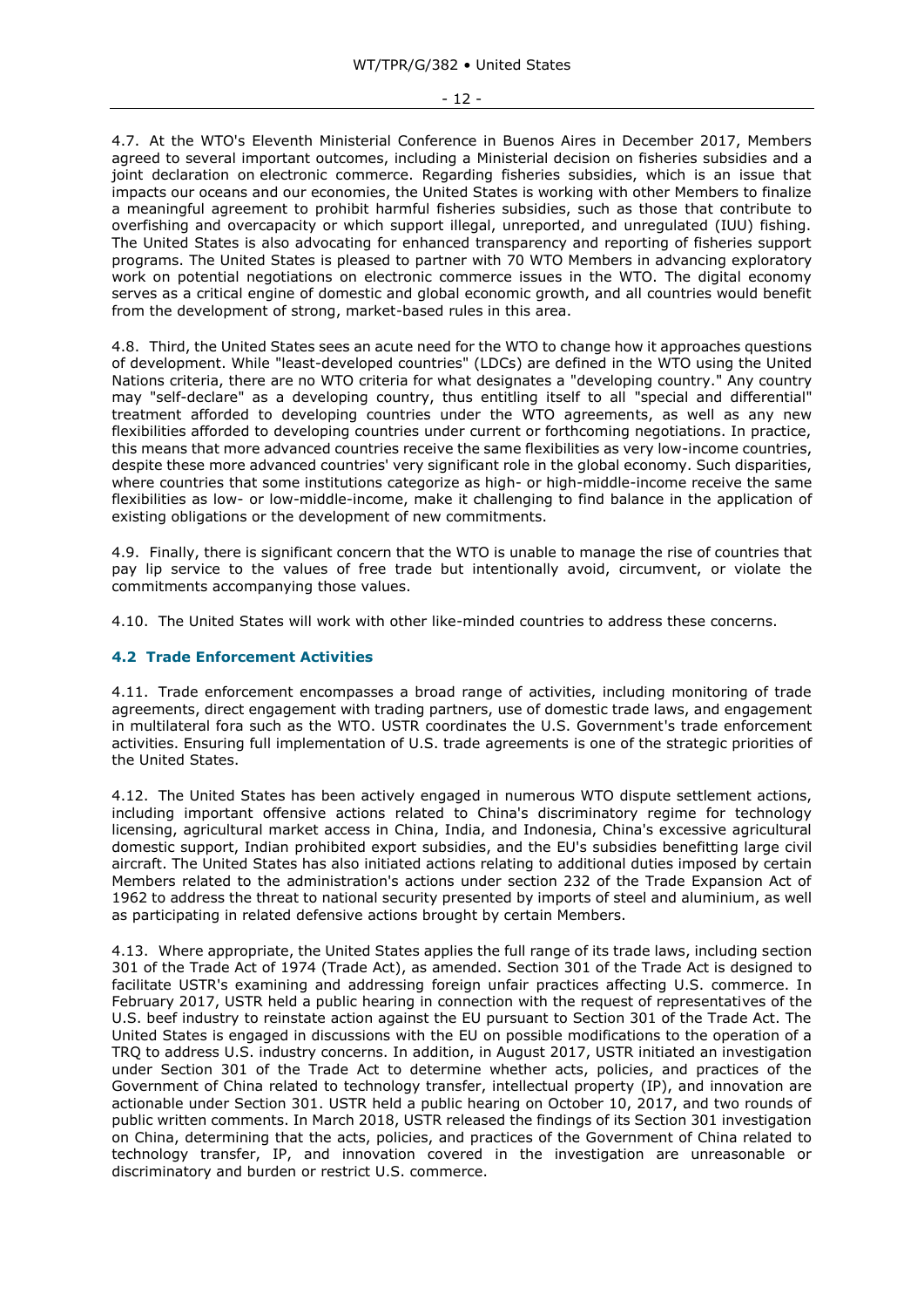4.7. At the WTO's Eleventh Ministerial Conference in Buenos Aires in December 2017, Members agreed to several important outcomes, including a Ministerial decision on fisheries subsidies and a joint declaration on electronic commerce. Regarding fisheries subsidies, which is an issue that impacts our oceans and our economies, the United States is working with other Members to finalize a meaningful agreement to prohibit harmful fisheries subsidies, such as those that contribute to overfishing and overcapacity or which support illegal, unreported, and unregulated (IUU) fishing. The United States is also advocating for enhanced transparency and reporting of fisheries support programs. The United States is pleased to partner with 70 WTO Members in advancing exploratory work on potential negotiations on electronic commerce issues in the WTO. The digital economy serves as a critical engine of domestic and global economic growth, and all countries would benefit from the development of strong, market-based rules in this area.

4.8. Third, the United States sees an acute need for the WTO to change how it approaches questions of development. While "least-developed countries" (LDCs) are defined in the WTO using the United Nations criteria, there are no WTO criteria for what designates a "developing country." Any country may "self-declare" as a developing country, thus entitling itself to all "special and differential" treatment afforded to developing countries under the WTO agreements, as well as any new flexibilities afforded to developing countries under current or forthcoming negotiations. In practice, this means that more advanced countries receive the same flexibilities as very low-income countries, despite these more advanced countries' very significant role in the global economy. Such disparities, where countries that some institutions categorize as high- or high-middle-income receive the same flexibilities as low- or low-middle-income, make it challenging to find balance in the application of existing obligations or the development of new commitments.

4.9. Finally, there is significant concern that the WTO is unable to manage the rise of countries that pay lip service to the values of free trade but intentionally avoid, circumvent, or violate the commitments accompanying those values.

4.10. The United States will work with other like-minded countries to address these concerns.

### 4.2 Trade Enforcement Activities

4.11. Trade enforcement encompasses a broad range of activities, including monitoring of trade agreements, direct engagement with trading partners, use of domestic trade laws, and engagement in multilateral fora such as the WTO. USTR coordinates the U.S. Government's trade enforcement activities. Ensuring full implementation of U.S. trade agreements is one of the strategic priorities of the United States.

4.12. The United States has been actively engaged in numerous WTO dispute settlement actions, including important offensive actions related to China's discriminatory regime for technology licensing, agricultural market access in China, India, and Indonesia, China's excessive agricultural domestic support, Indian prohibited export subsidies, and the EU's subsidies benefitting large civil aircraft. The United States has also initiated actions relating to additional duties imposed by certain Members related to the administration's actions under section 232 of the Trade Expansion Act of 1962 to address the threat to national security presented by imports of steel and aluminium, as well as participating in related defensive actions brought by certain Members.

4.13. Where appropriate, the United States applies the full range of its trade laws, including section 301 of the Trade Act of 1974 (Trade Act), as amended. Section 301 of the Trade Act is designed to facilitate USTR's examining and addressing foreign unfair practices affecting U.S. commerce. In February 2017, USTR held a public hearing in connection with the request of representatives of the U.S. beef industry to reinstate action against the EU pursuant to Section 301 of the Trade Act. The United States is engaged in discussions with the EU on possible modifications to the operation of a TRQ to address U.S. industry concerns. In addition, in August 2017, USTR initiated an investigation under Section 301 of the Trade Act to determine whether acts, policies, and practices of the Government of China related to technology transfer, intellectual property (IP), and innovation are actionable under Section 301. USTR held a public hearing on October 10, 2017, and two rounds of public written comments. In March 2018, USTR released the findings of its Section 301 investigation on China, determining that the acts, policies, and practices of the Government of China related to technology transfer, IP, and innovation covered in the investigation are unreasonable or discriminatory and burden or restrict U.S. commerce.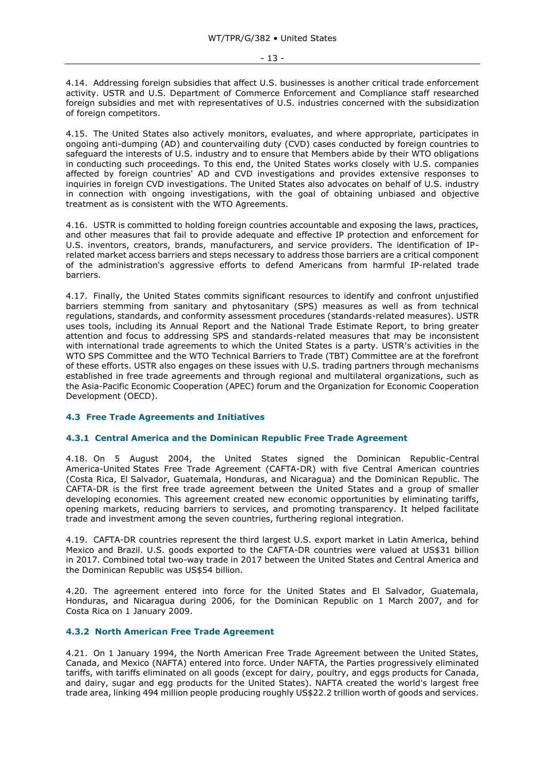4.14. Addressing foreign subsidies that affect U.S. businesses is another critical trade enforcement activity. USTR and U.S. Department of Commerce Enforcement and Compliance staff researched foreign subsidies and met with representatives of U.S. industries concerned with the subsidization of foreign competitors.

4.15. The United States also actively monitors, evaluates, and where appropriate, participates in ongoing anti-dumping (AD) and countervailing duty (CVD) cases conducted by foreign countries to safeguard the interests of U.S. industry and to ensure that Members abide by their WTO obligations in conducting such proceedings. To this end, the United States works closely with U.S. companies affected by foreign countries' AD and CVD investigations and provides extensive responses to inquiries in foreign CVD investigations. The United States also advocates on behalf of U.S. industry in connection with ongoing investigations, with the goal of obtaining unbiased and objective treatment as is consistent with the WTO Agreements.

4.16. USTR is committed to holding foreign countries accountable and exposing the laws, practices, and other measures that fail to provide adequate and effective IP protection and enforcement for U.S. inventors, creators, brands, manufacturers, and service providers. The identification of IP-related market access barriers and steps necessary to address those barriers are a critical component of the administration's aggressive efforts to defend Americans from harmful IP-related trade barriers.

4.17. Finally, the United States commits significant resources to identify and confront unjustified barriers stemming from sanitary and phytosanitary (SPS) measures as well as from technical regulations, standards, and conformity assessment procedures (standards-related measures). USTR uses tools, including its Annual Report and the National Trade Estimate Report, to bring greater attention and focus to addressing SPS and standards-related measures that may be inconsistent with international trade agreements to which the United States is a party. USTR's activities in the WTO SPS Committee and the WTO Technical Barriers to Trade (TBT) Committee are at the forefront of these efforts. USTR also engages on these issues with U.S. trading partners through mechanisms established in free trade agreements and through regional and multilateral organizations, such as the Asia-Pacific Economic Cooperation (APEC) forum and the Organization for Economic Cooperation Development (OECD).

## 4.3 Free Trade Agreements and Initiatives

### 4.3.1 Central America and the Dominican Republic Free Trade Agreement

4.18. On 5 August 2004, the United States signed the Dominican Republic-Central America-United States Free Trade Agreement (CAFTA-DR) with five Central American countries (Costa Rica, El Salvador, Guatemala, Honduras, and Nicaragua) and the Dominican Republic. The CAFTA-DR is the first free trade agreement between the United States and a group of smaller developing economies. This agreement created new economic opportunities by eliminating tariffs, opening markets, reducing barriers to services, and promoting transparency. It helped facilitate trade and investment among the seven countries, furthering regional integration.

4.19. CAFTA-DR countries represent the third largest U.S. export market in Latin America, behind Mexico and Brazil. U.S. goods exported to the CAFTA-DR countries were valued at US$31 billion in 2017. Combined total two-way trade in 2017 between the United States and Central America and the Dominican Republic was US$54 billion.

4.20. The agreement entered into force for the United States and El Salvador, Guatemala, Honduras, and Nicaragua during 2006, for the Dominican Republic on 1 March 2007, and for Costa Rica on 1 January 2009.

### 4.3.2 North American Free Trade Agreement

4.21. On 1 January 1994, the North American Free Trade Agreement between the United States, Canada, and Mexico (NAFTA) entered into force. Under NAFTA, the Parties progressively eliminated tariffs, with tariffs eliminated on all goods (except for dairy, poultry, and eggs products for Canada, and dairy, sugar and egg products for the United States). NAFTA created the world's largest free trade area, linking 494 million people producing roughly US$22.2 trillion worth of goods and services.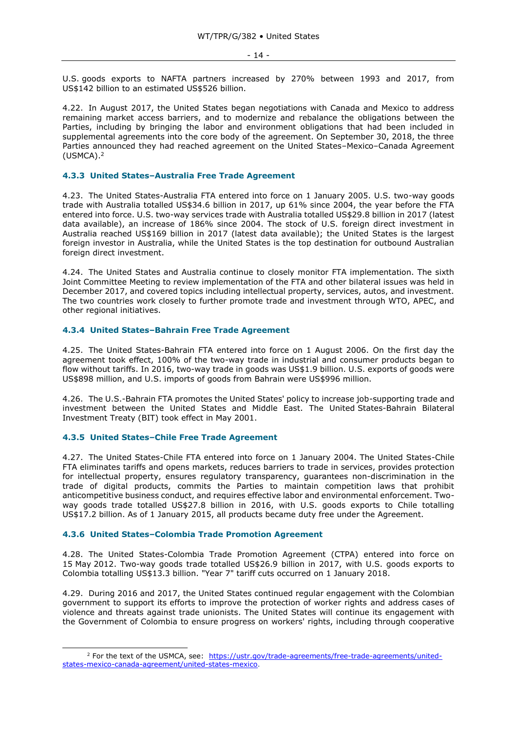U.S. goods exports to NAFTA partners increased by 270% between 1993 and 2017, from US$142 billion to an estimated US$526 billion.

4.22. In August 2017, the United States began negotiations with Canada and Mexico to address remaining market access barriers, and to modernize and rebalance the obligations between the Parties, including by bringing the labor and environment obligations that had been included in supplemental agreements into the core body of the agreement. On September 30, 2018, the three Parties announced they had reached agreement on the United States–Mexico–Canada Agreement (USMCA).[2]

### 4.3.3 United States–Australia Free Trade Agreement

4.23. The United States-Australia FTA entered into force on 1 January 2005. U.S. two-way goods trade with Australia totalled US$34.6 billion in 2017, up 61% since 2004, the year before the FTA entered into force. U.S. two-way services trade with Australia totalled US$29.8 billion in 2017 (latest data available), an increase of 186% since 2004. The stock of U.S. foreign direct investment in Australia reached US$169 billion in 2017 (latest data available); the United States is the largest foreign investor in Australia, while the United States is the top destination for outbound Australian foreign direct investment.

4.24. The United States and Australia continue to closely monitor FTA implementation. The sixth Joint Committee Meeting to review implementation of the FTA and other bilateral issues was held in December 2017, and covered topics including intellectual property, services, autos, and investment. The two countries work closely to further promote trade and investment through WTO, APEC, and other regional initiatives.

### 4.3.4 United States–Bahrain Free Trade Agreement

4.25. The United States-Bahrain FTA entered into force on 1 August 2006. On the first day the agreement took effect, 100% of the two-way trade in industrial and consumer products began to flow without tariffs. In 2016, two-way trade in goods was US$1.9 billion. U.S. exports of goods were US$898 million, and U.S. imports of goods from Bahrain were US$996 million.

4.26. The U.S.-Bahrain FTA promotes the United States' policy to increase job-supporting trade and investment between the United States and Middle East. The United States-Bahrain Bilateral Investment Treaty (BIT) took effect in May 2001.

### 4.3.5 United States–Chile Free Trade Agreement

4.27. The United States-Chile FTA entered into force on 1 January 2004. The United States-Chile FTA eliminates tariffs and opens markets, reduces barriers to trade in services, provides protection for intellectual property, ensures regulatory transparency, guarantees non-discrimination in the trade of digital products, commits the Parties to maintain competition laws that prohibit anticompetitive business conduct, and requires effective labor and environmental enforcement. Two-way goods trade totalled US$27.8 billion in 2016, with U.S. goods exports to Chile totalling US$17.2 billion. As of 1 January 2015, all products became duty free under the Agreement.

### 4.3.6 United States–Colombia Trade Promotion Agreement

4.28. The United States-Colombia Trade Promotion Agreement (CTPA) entered into force on 15 May 2012. Two-way goods trade totalled US$26.9 billion in 2017, with U.S. goods exports to Colombia totalling US$13.3 billion. "Year 7" tariff cuts occurred on 1 January 2018.

4.29. During 2016 and 2017, the United States continued regular engagement with the Colombian government to support its efforts to improve the protection of worker rights and address cases of violence and threats against trade unionists. The United States will continue its engagement with the Government of Colombia to ensure progress on workers' rights, including through cooperative

---

[2] For the text of the USMCA, see: https://ustr.gov/trade-agreements/free-trade-agreements/united-states-mexico-canada-agreement/united-states-mexico.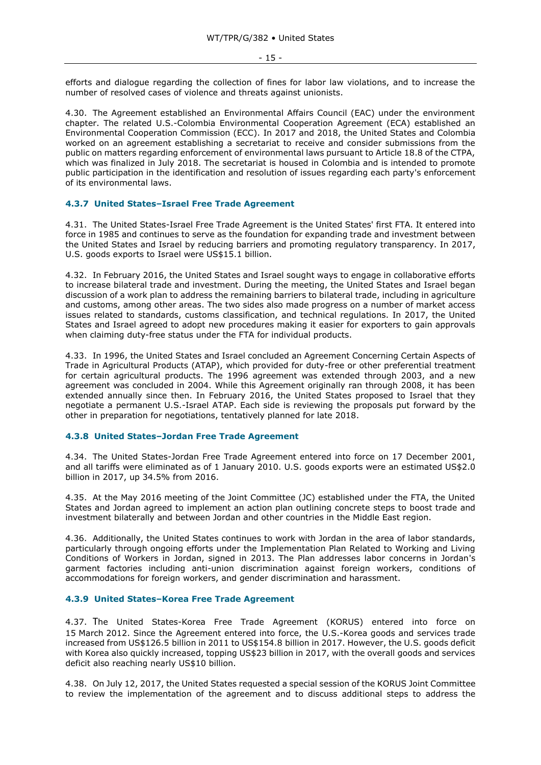efforts and dialogue regarding the collection of fines for labor law violations, and to increase the number of resolved cases of violence and threats against unionists.

4.30. The Agreement established an Environmental Affairs Council (EAC) under the environment chapter. The related U.S.-Colombia Environmental Cooperation Agreement (ECA) established an Environmental Cooperation Commission (ECC). In 2017 and 2018, the United States and Colombia worked on an agreement establishing a secretariat to receive and consider submissions from the public on matters regarding enforcement of environmental laws pursuant to Article 18.8 of the CTPA, which was finalized in July 2018. The secretariat is housed in Colombia and is intended to promote public participation in the identification and resolution of issues regarding each party's enforcement of its environmental laws.

### 4.3.7 United States–Israel Free Trade Agreement

4.31. The United States-Israel Free Trade Agreement is the United States' first FTA. It entered into force in 1985 and continues to serve as the foundation for expanding trade and investment between the United States and Israel by reducing barriers and promoting regulatory transparency. In 2017, U.S. goods exports to Israel were US$15.1 billion.

4.32. In February 2016, the United States and Israel sought ways to engage in collaborative efforts to increase bilateral trade and investment. During the meeting, the United States and Israel began discussion of a work plan to address the remaining barriers to bilateral trade, including in agriculture and customs, among other areas. The two sides also made progress on a number of market access issues related to standards, customs classification, and technical regulations. In 2017, the United States and Israel agreed to adopt new procedures making it easier for exporters to gain approvals when claiming duty-free status under the FTA for individual products.

4.33. In 1996, the United States and Israel concluded an Agreement Concerning Certain Aspects of Trade in Agricultural Products (ATAP), which provided for duty-free or other preferential treatment for certain agricultural products. The 1996 agreement was extended through 2003, and a new agreement was concluded in 2004. While this Agreement originally ran through 2008, it has been extended annually since then. In February 2016, the United States proposed to Israel that they negotiate a permanent U.S.-Israel ATAP. Each side is reviewing the proposals put forward by the other in preparation for negotiations, tentatively planned for late 2018.

### 4.3.8 United States–Jordan Free Trade Agreement

4.34. The United States-Jordan Free Trade Agreement entered into force on 17 December 2001, and all tariffs were eliminated as of 1 January 2010. U.S. goods exports were an estimated US$2.0 billion in 2017, up 34.5% from 2016.

4.35. At the May 2016 meeting of the Joint Committee (JC) established under the FTA, the United States and Jordan agreed to implement an action plan outlining concrete steps to boost trade and investment bilaterally and between Jordan and other countries in the Middle East region.

4.36. Additionally, the United States continues to work with Jordan in the area of labor standards, particularly through ongoing efforts under the Implementation Plan Related to Working and Living Conditions of Workers in Jordan, signed in 2013. The Plan addresses labor concerns in Jordan's garment factories including anti-union discrimination against foreign workers, conditions of accommodations for foreign workers, and gender discrimination and harassment.

### 4.3.9 United States–Korea Free Trade Agreement

4.37. The United States-Korea Free Trade Agreement (KORUS) entered into force on 15 March 2012. Since the Agreement entered into force, the U.S.-Korea goods and services trade increased from US$126.5 billion in 2011 to US$154.8 billion in 2017. However, the U.S. goods deficit with Korea also quickly increased, topping US$23 billion in 2017, with the overall goods and services deficit also reaching nearly US$10 billion.

4.38. On July 12, 2017, the United States requested a special session of the KORUS Joint Committee to review the implementation of the agreement and to discuss additional steps to address the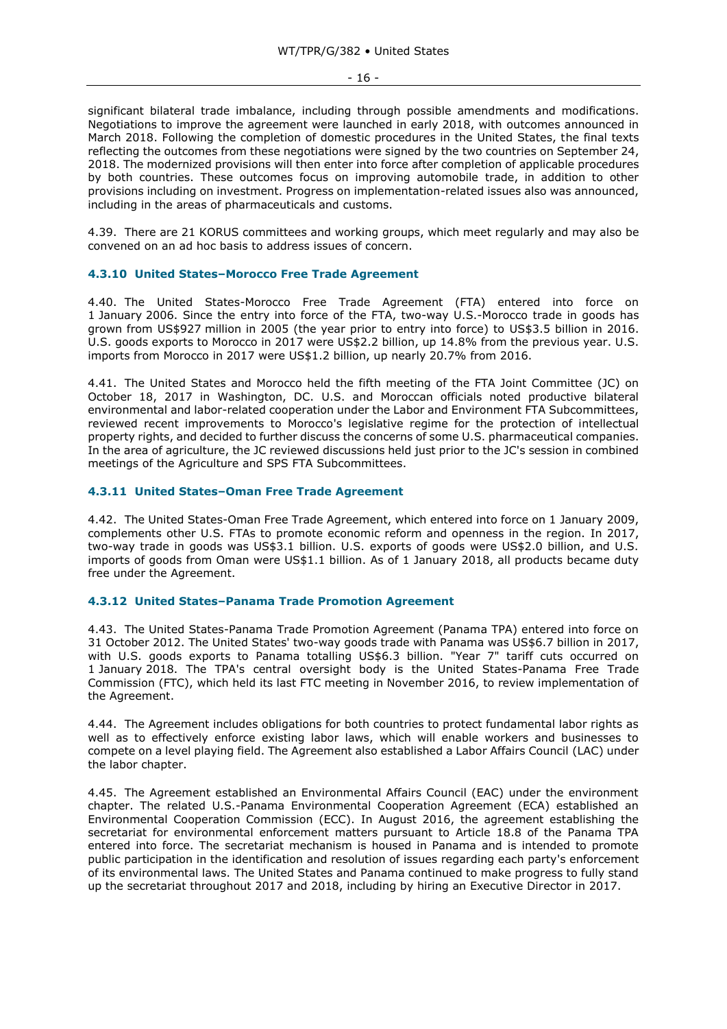significant bilateral trade imbalance, including through possible amendments and modifications. Negotiations to improve the agreement were launched in early 2018, with outcomes announced in March 2018. Following the completion of domestic procedures in the United States, the final texts reflecting the outcomes from these negotiations were signed by the two countries on September 24, 2018. The modernized provisions will then enter into force after completion of applicable procedures by both countries. These outcomes focus on improving automobile trade, in addition to other provisions including on investment. Progress on implementation-related issues also was announced, including in the areas of pharmaceuticals and customs.

4.39. There are 21 KORUS committees and working groups, which meet regularly and may also be convened on an ad hoc basis to address issues of concern.

### 4.3.10 United States–Morocco Free Trade Agreement

4.40. The United States-Morocco Free Trade Agreement (FTA) entered into force on 1 January 2006. Since the entry into force of the FTA, two-way U.S.-Morocco trade in goods has grown from US$927 million in 2005 (the year prior to entry into force) to US$3.5 billion in 2016. U.S. goods exports to Morocco in 2017 were US$2.2 billion, up 14.8% from the previous year. U.S. imports from Morocco in 2017 were US$1.2 billion, up nearly 20.7% from 2016.

4.41. The United States and Morocco held the fifth meeting of the FTA Joint Committee (JC) on October 18, 2017 in Washington, DC. U.S. and Moroccan officials noted productive bilateral environmental and labor-related cooperation under the Labor and Environment FTA Subcommittees, reviewed recent improvements to Morocco's legislative regime for the protection of intellectual property rights, and decided to further discuss the concerns of some U.S. pharmaceutical companies. In the area of agriculture, the JC reviewed discussions held just prior to the JC's session in combined meetings of the Agriculture and SPS FTA Subcommittees.

### 4.3.11 United States–Oman Free Trade Agreement

4.42. The United States-Oman Free Trade Agreement, which entered into force on 1 January 2009, complements other U.S. FTAs to promote economic reform and openness in the region. In 2017, two-way trade in goods was US$3.1 billion. U.S. exports of goods were US$2.0 billion, and U.S. imports of goods from Oman were US$1.1 billion. As of 1 January 2018, all products became duty free under the Agreement.

### 4.3.12 United States–Panama Trade Promotion Agreement

4.43. The United States-Panama Trade Promotion Agreement (Panama TPA) entered into force on 31 October 2012. The United States' two-way goods trade with Panama was US$6.7 billion in 2017, with U.S. goods exports to Panama totalling US$6.3 billion. "Year 7" tariff cuts occurred on 1 January 2018. The TPA's central oversight body is the United States-Panama Free Trade Commission (FTC), which held its last FTC meeting in November 2016, to review implementation of the Agreement.

4.44. The Agreement includes obligations for both countries to protect fundamental labor rights as well as to effectively enforce existing labor laws, which will enable workers and businesses to compete on a level playing field. The Agreement also established a Labor Affairs Council (LAC) under the labor chapter.

4.45. The Agreement established an Environmental Affairs Council (EAC) under the environment chapter. The related U.S.-Panama Environmental Cooperation Agreement (ECA) established an Environmental Cooperation Commission (ECC). In August 2016, the agreement establishing the secretariat for environmental enforcement matters pursuant to Article 18.8 of the Panama TPA entered into force. The secretariat mechanism is housed in Panama and is intended to promote public participation in the identification and resolution of issues regarding each party's enforcement of its environmental laws. The United States and Panama continued to make progress to fully stand up the secretariat throughout 2017 and 2018, including by hiring an Executive Director in 2017.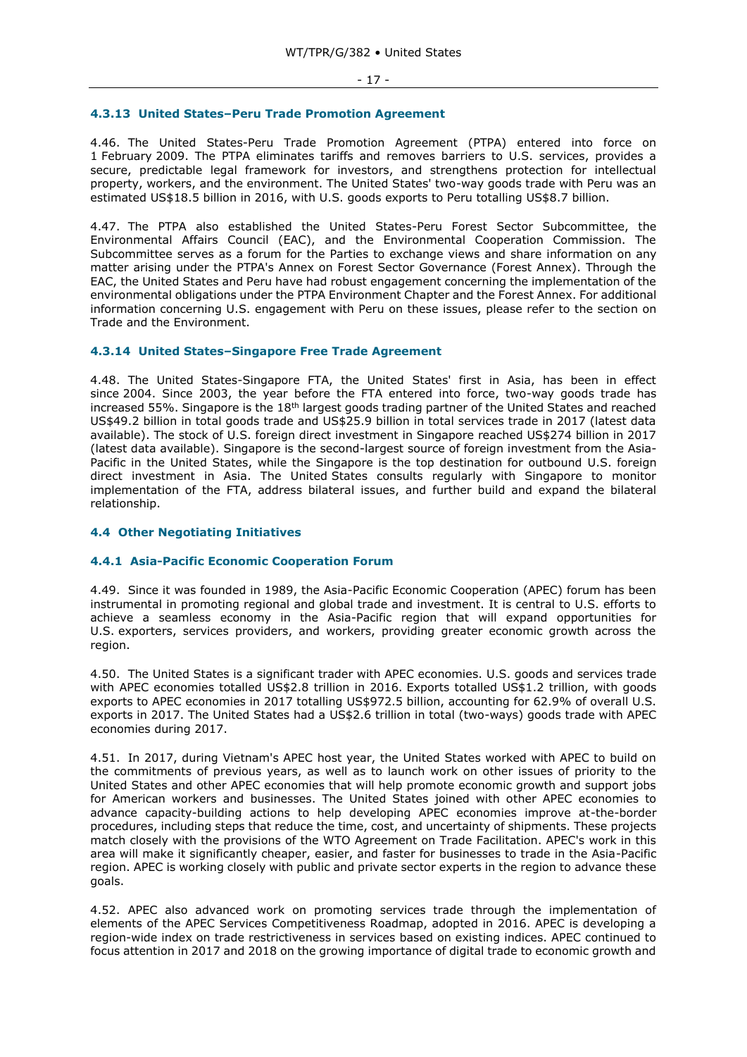### 4.3.13 United States–Peru Trade Promotion Agreement

4.46. The United States-Peru Trade Promotion Agreement (PTPA) entered into force on 1 February 2009. The PTPA eliminates tariffs and removes barriers to U.S. services, provides a secure, predictable legal framework for investors, and strengthens protection for intellectual property, workers, and the environment. The United States' two-way goods trade with Peru was an estimated US$18.5 billion in 2016, with U.S. goods exports to Peru totalling US$8.7 billion.

4.47. The PTPA also established the United States-Peru Forest Sector Subcommittee, the Environmental Affairs Council (EAC), and the Environmental Cooperation Commission. The Subcommittee serves as a forum for the Parties to exchange views and share information on any matter arising under the PTPA's Annex on Forest Sector Governance (Forest Annex). Through the EAC, the United States and Peru have had robust engagement concerning the implementation of the environmental obligations under the PTPA Environment Chapter and the Forest Annex. For additional information concerning U.S. engagement with Peru on these issues, please refer to the section on Trade and the Environment.

### 4.3.14 United States–Singapore Free Trade Agreement

4.48. The United States-Singapore FTA, the United States' first in Asia, has been in effect since 2004. Since 2003, the year before the FTA entered into force, two-way goods trade has increased 55%. Singapore is the 18th largest goods trading partner of the United States and reached US$49.2 billion in total goods trade and US$25.9 billion in total services trade in 2017 (latest data available). The stock of U.S. foreign direct investment in Singapore reached US$274 billion in 2017 (latest data available). Singapore is the second-largest source of foreign investment from the Asia-Pacific in the United States, while the Singapore is the top destination for outbound U.S. foreign direct investment in Asia. The United States consults regularly with Singapore to monitor implementation of the FTA, address bilateral issues, and further build and expand the bilateral relationship.

## 4.4 Other Negotiating Initiatives

### 4.4.1 Asia-Pacific Economic Cooperation Forum

4.49. Since it was founded in 1989, the Asia-Pacific Economic Cooperation (APEC) forum has been instrumental in promoting regional and global trade and investment. It is central to U.S. efforts to achieve a seamless economy in the Asia-Pacific region that will expand opportunities for U.S. exporters, services providers, and workers, providing greater economic growth across the region.

4.50. The United States is a significant trader with APEC economies. U.S. goods and services trade with APEC economies totalled US$2.8 trillion in 2016. Exports totalled US$1.2 trillion, with goods exports to APEC economies in 2017 totalling US$972.5 billion, accounting for 62.9% of overall U.S. exports in 2017. The United States had a US$2.6 trillion in total (two-ways) goods trade with APEC economies during 2017.

4.51. In 2017, during Vietnam's APEC host year, the United States worked with APEC to build on the commitments of previous years, as well as to launch work on other issues of priority to the United States and other APEC economies that will help promote economic growth and support jobs for American workers and businesses. The United States joined with other APEC economies to advance capacity-building actions to help developing APEC economies improve at-the-border procedures, including steps that reduce the time, cost, and uncertainty of shipments. These projects match closely with the provisions of the WTO Agreement on Trade Facilitation. APEC's work in this area will make it significantly cheaper, easier, and faster for businesses to trade in the Asia-Pacific region. APEC is working closely with public and private sector experts in the region to advance these goals.

4.52. APEC also advanced work on promoting services trade through the implementation of elements of the APEC Services Competitiveness Roadmap, adopted in 2016. APEC is developing a region-wide index on trade restrictiveness in services based on existing indices. APEC continued to focus attention in 2017 and 2018 on the growing importance of digital trade to economic growth and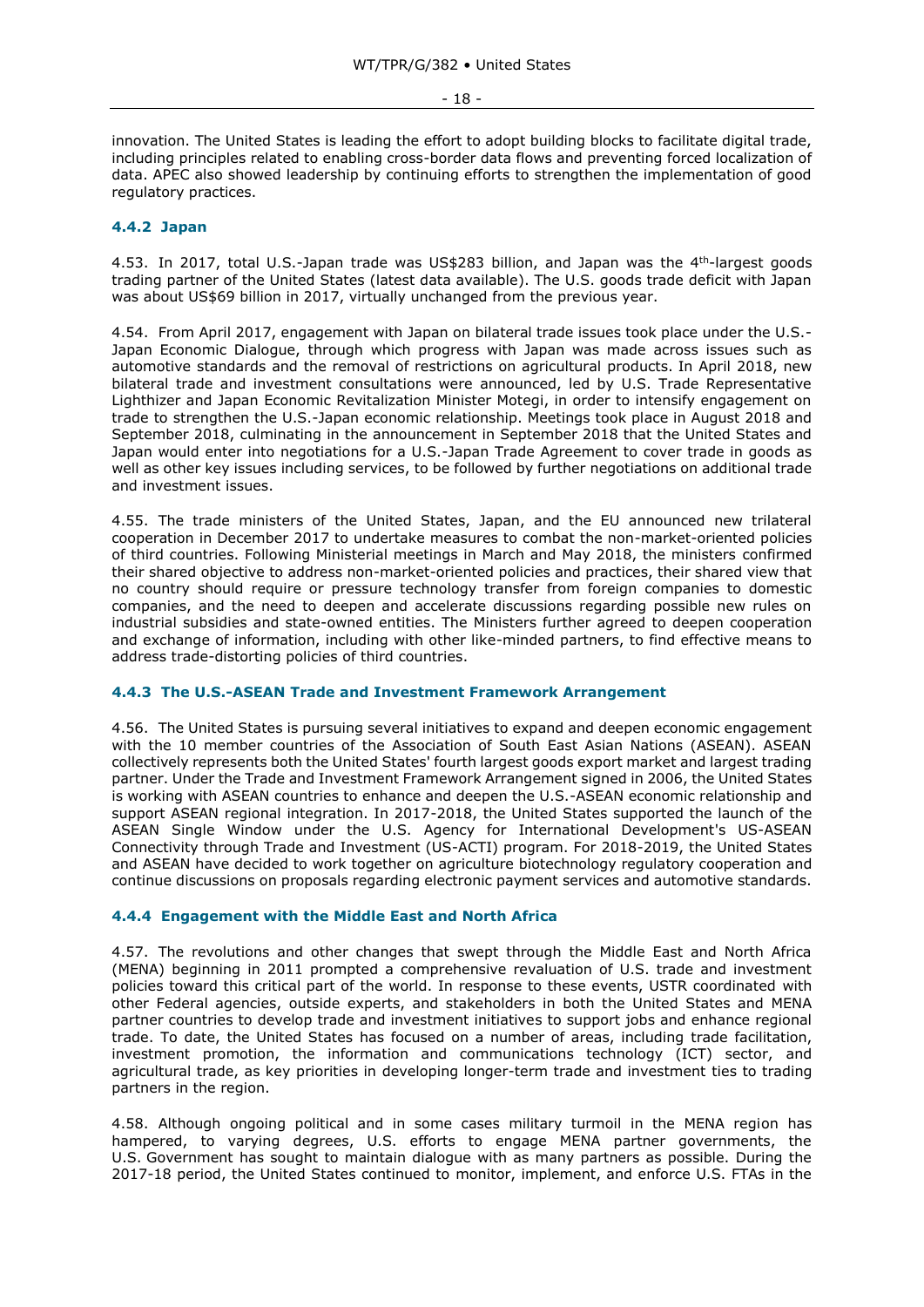innovation. The United States is leading the effort to adopt building blocks to facilitate digital trade, including principles related to enabling cross-border data flows and preventing forced localization of data. APEC also showed leadership by continuing efforts to strengthen the implementation of good regulatory practices.

### 4.4.2 Japan

4.53. In 2017, total U.S.-Japan trade was US$283 billion, and Japan was the 4th-largest goods trading partner of the United States (latest data available). The U.S. goods trade deficit with Japan was about US$69 billion in 2017, virtually unchanged from the previous year.

4.54. From April 2017, engagement with Japan on bilateral trade issues took place under the U.S.-Japan Economic Dialogue, through which progress with Japan was made across issues such as automotive standards and the removal of restrictions on agricultural products. In April 2018, new bilateral trade and investment consultations were announced, led by U.S. Trade Representative Lighthizer and Japan Economic Revitalization Minister Motegi, in order to intensify engagement on trade to strengthen the U.S.-Japan economic relationship. Meetings took place in August 2018 and September 2018, culminating in the announcement in September 2018 that the United States and Japan would enter into negotiations for a U.S.-Japan Trade Agreement to cover trade in goods as well as other key issues including services, to be followed by further negotiations on additional trade and investment issues.

4.55. The trade ministers of the United States, Japan, and the EU announced new trilateral cooperation in December 2017 to undertake measures to combat the non-market-oriented policies of third countries. Following Ministerial meetings in March and May 2018, the ministers confirmed their shared objective to address non-market-oriented policies and practices, their shared view that no country should require or pressure technology transfer from foreign companies to domestic companies, and the need to deepen and accelerate discussions regarding possible new rules on industrial subsidies and state-owned entities. The Ministers further agreed to deepen cooperation and exchange of information, including with other like-minded partners, to find effective means to address trade-distorting policies of third countries.

### 4.4.3 The U.S.-ASEAN Trade and Investment Framework Arrangement

4.56. The United States is pursuing several initiatives to expand and deepen economic engagement with the 10 member countries of the Association of South East Asian Nations (ASEAN). ASEAN collectively represents both the United States' fourth largest goods export market and largest trading partner. Under the Trade and Investment Framework Arrangement signed in 2006, the United States is working with ASEAN countries to enhance and deepen the U.S.-ASEAN economic relationship and support ASEAN regional integration. In 2017-2018, the United States supported the launch of the ASEAN Single Window under the U.S. Agency for International Development's US-ASEAN Connectivity through Trade and Investment (US-ACTI) program. For 2018-2019, the United States and ASEAN have decided to work together on agriculture biotechnology regulatory cooperation and continue discussions on proposals regarding electronic payment services and automotive standards.

### 4.4.4 Engagement with the Middle East and North Africa

4.57. The revolutions and other changes that swept through the Middle East and North Africa (MENA) beginning in 2011 prompted a comprehensive revaluation of U.S. trade and investment policies toward this critical part of the world. In response to these events, USTR coordinated with other Federal agencies, outside experts, and stakeholders in both the United States and MENA partner countries to develop trade and investment initiatives to support jobs and enhance regional trade. To date, the United States has focused on a number of areas, including trade facilitation, investment promotion, the information and communications technology (ICT) sector, and agricultural trade, as key priorities in developing longer-term trade and investment ties to trading partners in the region.

4.58. Although ongoing political and in some cases military turmoil in the MENA region has hampered, to varying degrees, U.S. efforts to engage MENA partner governments, the U.S. Government has sought to maintain dialogue with as many partners as possible. During the 2017-18 period, the United States continued to monitor, implement, and enforce U.S. FTAs in the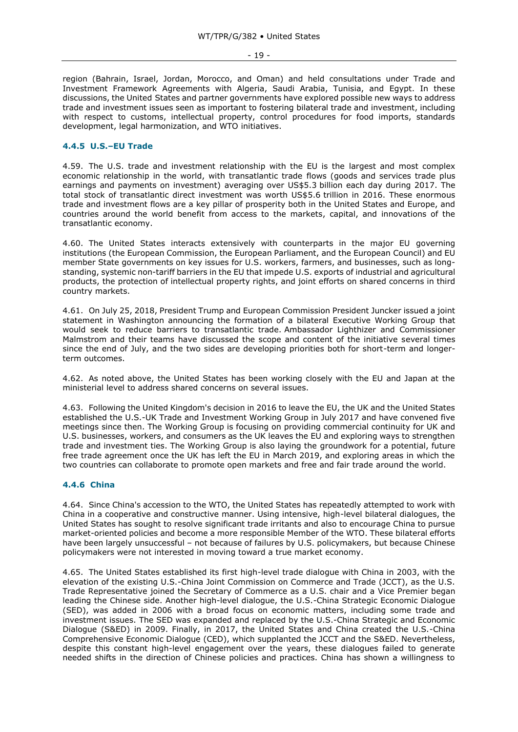region (Bahrain, Israel, Jordan, Morocco, and Oman) and held consultations under Trade and Investment Framework Agreements with Algeria, Saudi Arabia, Tunisia, and Egypt. In these discussions, the United States and partner governments have explored possible new ways to address trade and investment issues seen as important to fostering bilateral trade and investment, including with respect to customs, intellectual property, control procedures for food imports, standards development, legal harmonization, and WTO initiatives.

#### 4.4.5 U.S.–EU Trade

4.59. The U.S. trade and investment relationship with the EU is the largest and most complex economic relationship in the world, with transatlantic trade flows (goods and services trade plus earnings and payments on investment) averaging over US$5.3 billion each day during 2017. The total stock of transatlantic direct investment was worth US$5.6 trillion in 2016. These enormous trade and investment flows are a key pillar of prosperity both in the United States and Europe, and countries around the world benefit from access to the markets, capital, and innovations of the transatlantic economy.

4.60. The United States interacts extensively with counterparts in the major EU governing institutions (the European Commission, the European Parliament, and the European Council) and EU member State governments on key issues for U.S. workers, farmers, and businesses, such as long-standing, systemic non-tariff barriers in the EU that impede U.S. exports of industrial and agricultural products, the protection of intellectual property rights, and joint efforts on shared concerns in third country markets.

4.61. On July 25, 2018, President Trump and European Commission President Juncker issued a joint statement in Washington announcing the formation of a bilateral Executive Working Group that would seek to reduce barriers to transatlantic trade. Ambassador Lighthizer and Commissioner Malmstrom and their teams have discussed the scope and content of the initiative several times since the end of July, and the two sides are developing priorities both for short-term and longer-term outcomes.

4.62. As noted above, the United States has been working closely with the EU and Japan at the ministerial level to address shared concerns on several issues.

4.63. Following the United Kingdom's decision in 2016 to leave the EU, the UK and the United States established the U.S.-UK Trade and Investment Working Group in July 2017 and have convened five meetings since then. The Working Group is focusing on providing commercial continuity for UK and U.S. businesses, workers, and consumers as the UK leaves the EU and exploring ways to strengthen trade and investment ties. The Working Group is also laying the groundwork for a potential, future free trade agreement once the UK has left the EU in March 2019, and exploring areas in which the two countries can collaborate to promote open markets and free and fair trade around the world.

#### 4.4.6 China

4.64. Since China's accession to the WTO, the United States has repeatedly attempted to work with China in a cooperative and constructive manner. Using intensive, high-level bilateral dialogues, the United States has sought to resolve significant trade irritants and also to encourage China to pursue market-oriented policies and become a more responsible Member of the WTO. These bilateral efforts have been largely unsuccessful – not because of failures by U.S. policymakers, but because Chinese policymakers were not interested in moving toward a true market economy.

4.65. The United States established its first high-level trade dialogue with China in 2003, with the elevation of the existing U.S.-China Joint Commission on Commerce and Trade (JCCT), as the U.S. Trade Representative joined the Secretary of Commerce as a U.S. chair and a Vice Premier began leading the Chinese side. Another high-level dialogue, the U.S.-China Strategic Economic Dialogue (SED), was added in 2006 with a broad focus on economic matters, including some trade and investment issues. The SED was expanded and replaced by the U.S.-China Strategic and Economic Dialogue (S&ED) in 2009. Finally, in 2017, the United States and China created the U.S.-China Comprehensive Economic Dialogue (CED), which supplanted the JCCT and the S&ED. Nevertheless, despite this constant high-level engagement over the years, these dialogues failed to generate needed shifts in the direction of Chinese policies and practices. China has shown a willingness to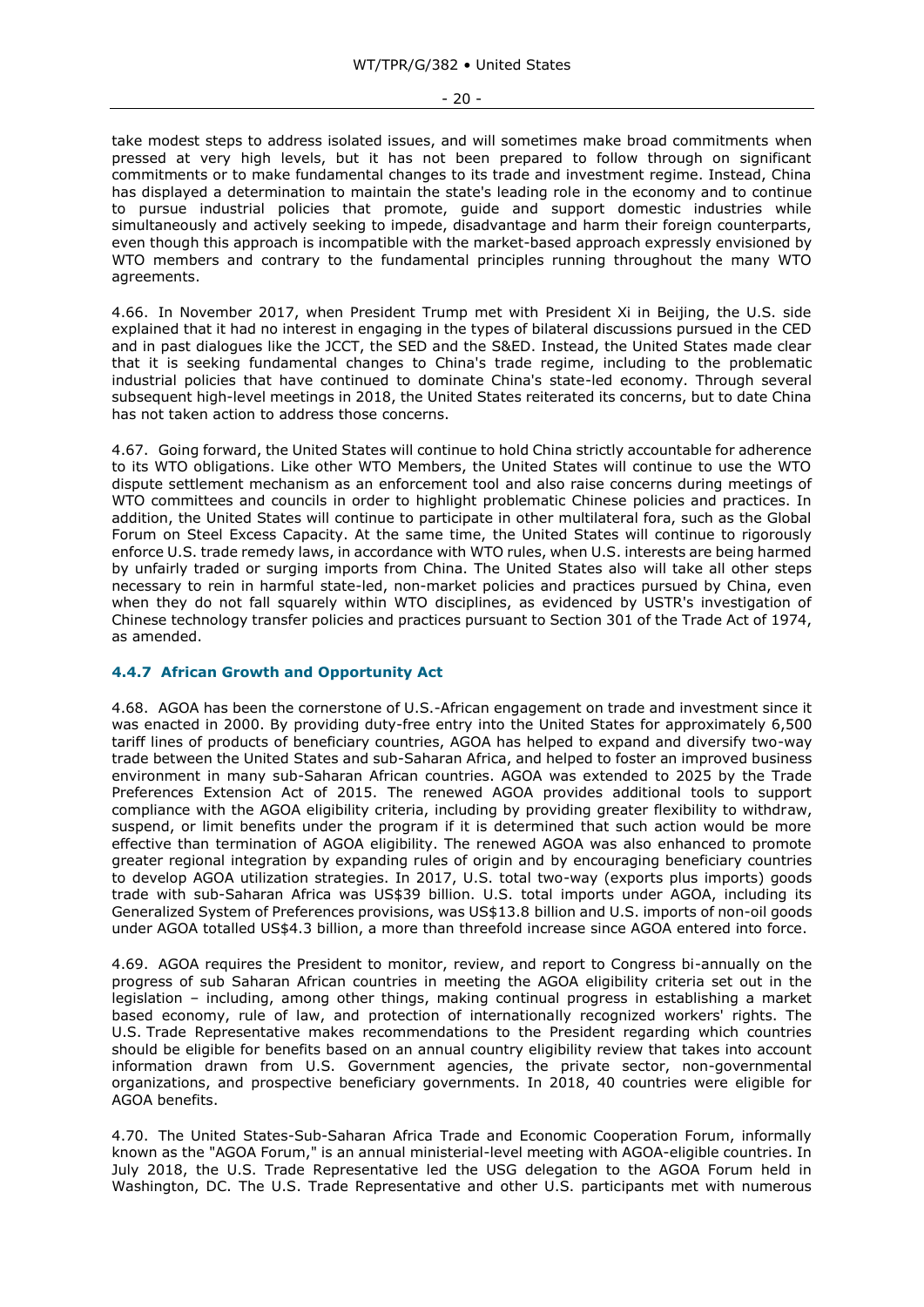take modest steps to address isolated issues, and will sometimes make broad commitments when pressed at very high levels, but it has not been prepared to follow through on significant commitments or to make fundamental changes to its trade and investment regime. Instead, China has displayed a determination to maintain the state's leading role in the economy and to continue to pursue industrial policies that promote, guide and support domestic industries while simultaneously and actively seeking to impede, disadvantage and harm their foreign counterparts, even though this approach is incompatible with the market-based approach expressly envisioned by WTO members and contrary to the fundamental principles running throughout the many WTO agreements.

4.66. In November 2017, when President Trump met with President Xi in Beijing, the U.S. side explained that it had no interest in engaging in the types of bilateral discussions pursued in the CED and in past dialogues like the JCCT, the SED and the S&ED. Instead, the United States made clear that it is seeking fundamental changes to China's trade regime, including to the problematic industrial policies that have continued to dominate China's state-led economy. Through several subsequent high-level meetings in 2018, the United States reiterated its concerns, but to date China has not taken action to address those concerns.

4.67. Going forward, the United States will continue to hold China strictly accountable for adherence to its WTO obligations. Like other WTO Members, the United States will continue to use the WTO dispute settlement mechanism as an enforcement tool and also raise concerns during meetings of WTO committees and councils in order to highlight problematic Chinese policies and practices. In addition, the United States will continue to participate in other multilateral fora, such as the Global Forum on Steel Excess Capacity. At the same time, the United States will continue to rigorously enforce U.S. trade remedy laws, in accordance with WTO rules, when U.S. interests are being harmed by unfairly traded or surging imports from China. The United States also will take all other steps necessary to rein in harmful state-led, non-market policies and practices pursued by China, even when they do not fall squarely within WTO disciplines, as evidenced by USTR's investigation of Chinese technology transfer policies and practices pursuant to Section 301 of the Trade Act of 1974, as amended.

### 4.4.7 African Growth and Opportunity Act

4.68. AGOA has been the cornerstone of U.S.-African engagement on trade and investment since it was enacted in 2000. By providing duty-free entry into the United States for approximately 6,500 tariff lines of products of beneficiary countries, AGOA has helped to expand and diversify two-way trade between the United States and sub-Saharan Africa, and helped to foster an improved business environment in many sub-Saharan African countries. AGOA was extended to 2025 by the Trade Preferences Extension Act of 2015. The renewed AGOA provides additional tools to support compliance with the AGOA eligibility criteria, including by providing greater flexibility to withdraw, suspend, or limit benefits under the program if it is determined that such action would be more effective than termination of AGOA eligibility. The renewed AGOA was also enhanced to promote greater regional integration by expanding rules of origin and by encouraging beneficiary countries to develop AGOA utilization strategies. In 2017, U.S. total two-way (exports plus imports) goods trade with sub-Saharan Africa was US$39 billion. U.S. total imports under AGOA, including its Generalized System of Preferences provisions, was US$13.8 billion and U.S. imports of non-oil goods under AGOA totalled US$4.3 billion, a more than threefold increase since AGOA entered into force.

4.69. AGOA requires the President to monitor, review, and report to Congress bi-annually on the progress of sub Saharan African countries in meeting the AGOA eligibility criteria set out in the legislation – including, among other things, making continual progress in establishing a market based economy, rule of law, and protection of internationally recognized workers' rights. The U.S. Trade Representative makes recommendations to the President regarding which countries should be eligible for benefits based on an annual country eligibility review that takes into account information drawn from U.S. Government agencies, the private sector, non-governmental organizations, and prospective beneficiary governments. In 2018, 40 countries were eligible for AGOA benefits.

4.70. The United States-Sub-Saharan Africa Trade and Economic Cooperation Forum, informally known as the "AGOA Forum," is an annual ministerial-level meeting with AGOA-eligible countries. In July 2018, the U.S. Trade Representative led the USG delegation to the AGOA Forum held in Washington, DC. The U.S. Trade Representative and other U.S. participants met with numerous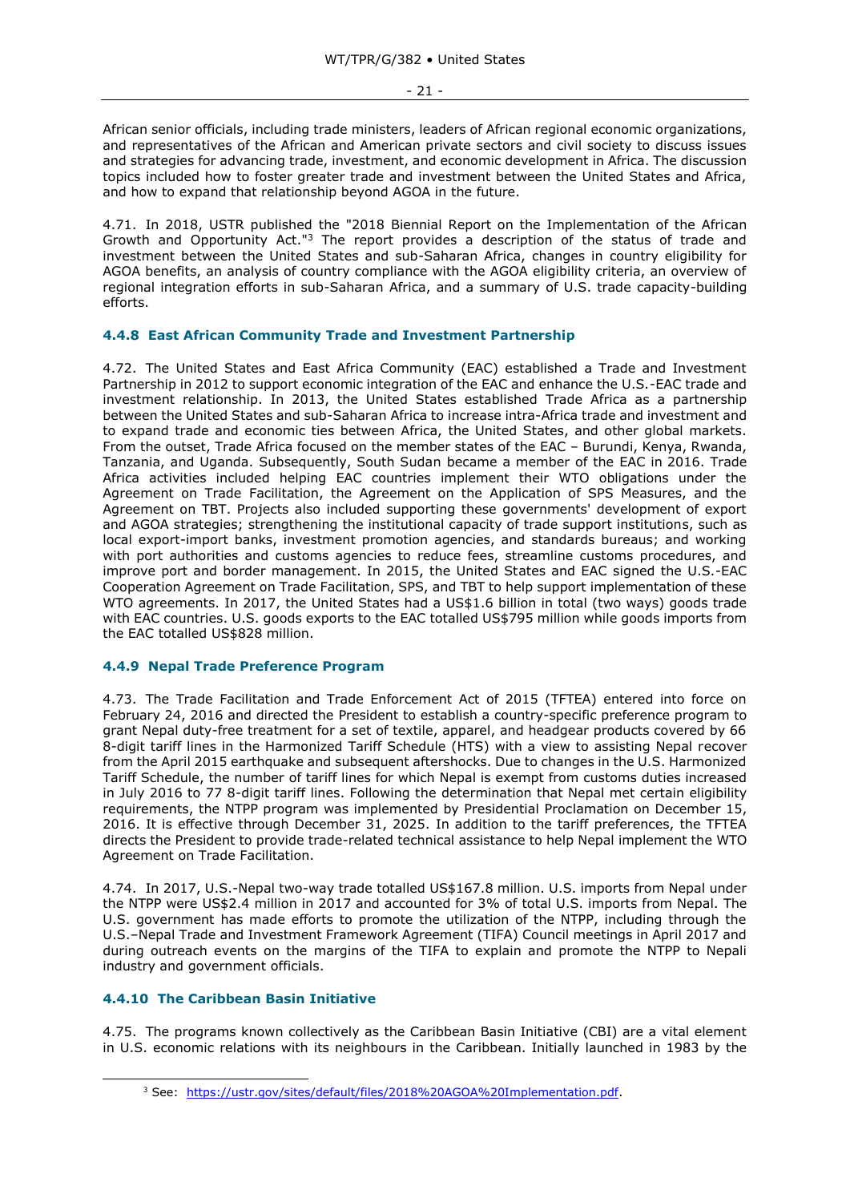African senior officials, including trade ministers, leaders of African regional economic organizations, and representatives of the African and American private sectors and civil society to discuss issues and strategies for advancing trade, investment, and economic development in Africa. The discussion topics included how to foster greater trade and investment between the United States and Africa, and how to expand that relationship beyond AGOA in the future.

4.71. In 2018, USTR published the "2018 Biennial Report on the Implementation of the African Growth and Opportunity Act."[3] The report provides a description of the status of trade and investment between the United States and sub-Saharan Africa, changes in country eligibility for AGOA benefits, an analysis of country compliance with the AGOA eligibility criteria, an overview of regional integration efforts in sub-Saharan Africa, and a summary of U.S. trade capacity-building efforts.

#### 4.4.8 East African Community Trade and Investment Partnership

4.72. The United States and East Africa Community (EAC) established a Trade and Investment Partnership in 2012 to support economic integration of the EAC and enhance the U.S.-EAC trade and investment relationship. In 2013, the United States established Trade Africa as a partnership between the United States and sub-Saharan Africa to increase intra-Africa trade and investment and to expand trade and economic ties between Africa, the United States, and other global markets. From the outset, Trade Africa focused on the member states of the EAC – Burundi, Kenya, Rwanda, Tanzania, and Uganda. Subsequently, South Sudan became a member of the EAC in 2016. Trade Africa activities included helping EAC countries implement their WTO obligations under the Agreement on Trade Facilitation, the Agreement on the Application of SPS Measures, and the Agreement on TBT. Projects also included supporting these governments' development of export and AGOA strategies; strengthening the institutional capacity of trade support institutions, such as local export-import banks, investment promotion agencies, and standards bureaus; and working with port authorities and customs agencies to reduce fees, streamline customs procedures, and improve port and border management. In 2015, the United States and EAC signed the U.S.-EAC Cooperation Agreement on Trade Facilitation, SPS, and TBT to help support implementation of these WTO agreements. In 2017, the United States had a US$1.6 billion in total (two ways) goods trade with EAC countries. U.S. goods exports to the EAC totalled US$795 million while goods imports from the EAC totalled US$828 million.

#### 4.4.9 Nepal Trade Preference Program

4.73. The Trade Facilitation and Trade Enforcement Act of 2015 (TFTEA) entered into force on February 24, 2016 and directed the President to establish a country-specific preference program to grant Nepal duty-free treatment for a set of textile, apparel, and headgear products covered by 66 8-digit tariff lines in the Harmonized Tariff Schedule (HTS) with a view to assisting Nepal recover from the April 2015 earthquake and subsequent aftershocks. Due to changes in the U.S. Harmonized Tariff Schedule, the number of tariff lines for which Nepal is exempt from customs duties increased in July 2016 to 77 8-digit tariff lines. Following the determination that Nepal met certain eligibility requirements, the NTPP program was implemented by Presidential Proclamation on December 15, 2016. It is effective through December 31, 2025. In addition to the tariff preferences, the TFTEA directs the President to provide trade-related technical assistance to help Nepal implement the WTO Agreement on Trade Facilitation.

4.74. In 2017, U.S.-Nepal two-way trade totalled US$167.8 million. U.S. imports from Nepal under the NTPP were US$2.4 million in 2017 and accounted for 3% of total U.S. imports from Nepal. The U.S. government has made efforts to promote the utilization of the NTPP, including through the U.S.–Nepal Trade and Investment Framework Agreement (TIFA) Council meetings in April 2017 and during outreach events on the margins of the TIFA to explain and promote the NTPP to Nepali industry and government officials.

#### 4.4.10 The Caribbean Basin Initiative

4.75. The programs known collectively as the Caribbean Basin Initiative (CBI) are a vital element in U.S. economic relations with its neighbours in the Caribbean. Initially launched in 1983 by the

---

[3] See: https://ustr.gov/sites/default/files/2018%20AGOA%20Implementation.pdf.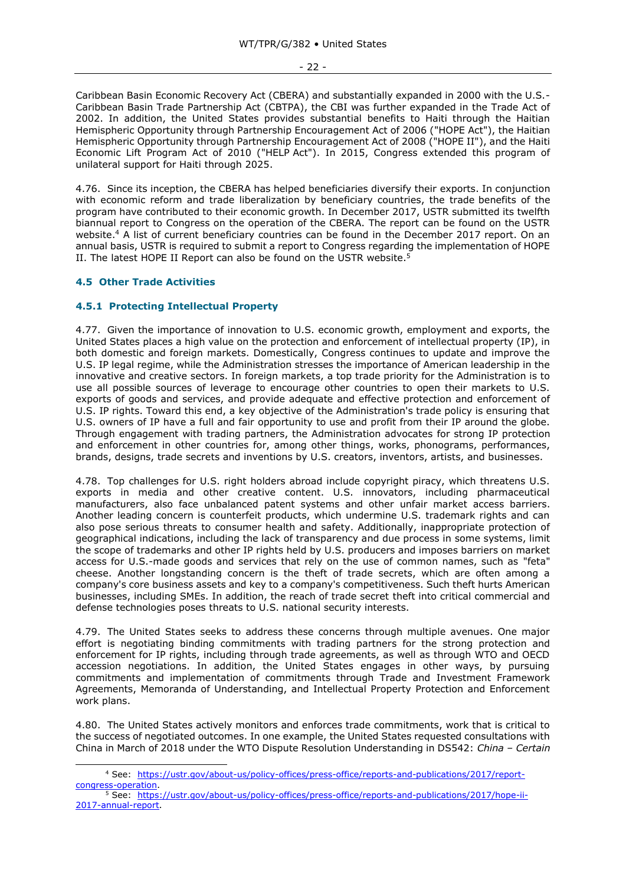Caribbean Basin Economic Recovery Act (CBERA) and substantially expanded in 2000 with the U.S.-Caribbean Basin Trade Partnership Act (CBTPA), the CBI was further expanded in the Trade Act of 2002. In addition, the United States provides substantial benefits to Haiti through the Haitian Hemispheric Opportunity through Partnership Encouragement Act of 2006 ("HOPE Act"), the Haitian Hemispheric Opportunity through Partnership Encouragement Act of 2008 ("HOPE II"), and the Haiti Economic Lift Program Act of 2010 ("HELP Act"). In 2015, Congress extended this program of unilateral support for Haiti through 2025.

4.76. Since its inception, the CBERA has helped beneficiaries diversify their exports. In conjunction with economic reform and trade liberalization by beneficiary countries, the trade benefits of the program have contributed to their economic growth. In December 2017, USTR submitted its twelfth biannual report to Congress on the operation of the CBERA. The report can be found on the USTR website.[4] A list of current beneficiary countries can be found in the December 2017 report. On an annual basis, USTR is required to submit a report to Congress regarding the implementation of HOPE II. The latest HOPE II Report can also be found on the USTR website.[5]

## 4.5 Other Trade Activities

### 4.5.1 Protecting Intellectual Property

4.77. Given the importance of innovation to U.S. economic growth, employment and exports, the United States places a high value on the protection and enforcement of intellectual property (IP), in both domestic and foreign markets. Domestically, Congress continues to update and improve the U.S. IP legal regime, while the Administration stresses the importance of American leadership in the innovative and creative sectors. In foreign markets, a top trade priority for the Administration is to use all possible sources of leverage to encourage other countries to open their markets to U.S. exports of goods and services, and provide adequate and effective protection and enforcement of U.S. IP rights. Toward this end, a key objective of the Administration's trade policy is ensuring that U.S. owners of IP have a full and fair opportunity to use and profit from their IP around the globe. Through engagement with trading partners, the Administration advocates for strong IP protection and enforcement in other countries for, among other things, works, phonograms, performances, brands, designs, trade secrets and inventions by U.S. creators, inventors, artists, and businesses.

4.78. Top challenges for U.S. right holders abroad include copyright piracy, which threatens U.S. exports in media and other creative content. U.S. innovators, including pharmaceutical manufacturers, also face unbalanced patent systems and other unfair market access barriers. Another leading concern is counterfeit products, which undermine U.S. trademark rights and can also pose serious threats to consumer health and safety. Additionally, inappropriate protection of geographical indications, including the lack of transparency and due process in some systems, limit the scope of trademarks and other IP rights held by U.S. producers and imposes barriers on market access for U.S.-made goods and services that rely on the use of common names, such as "feta" cheese. Another longstanding concern is the theft of trade secrets, which are often among a company's core business assets and key to a company's competitiveness. Such theft hurts American businesses, including SMEs. In addition, the reach of trade secret theft into critical commercial and defense technologies poses threats to U.S. national security interests.

4.79. The United States seeks to address these concerns through multiple avenues. One major effort is negotiating binding commitments with trading partners for the strong protection and enforcement for IP rights, including through trade agreements, as well as through WTO and OECD accession negotiations. In addition, the United States engages in other ways, by pursuing commitments and implementation of commitments through Trade and Investment Framework Agreements, Memoranda of Understanding, and Intellectual Property Protection and Enforcement work plans.

4.80. The United States actively monitors and enforces trade commitments, work that is critical to the success of negotiated outcomes. In one example, the United States requested consultations with China in March of 2018 under the WTO Dispute Resolution Understanding in DS542: *China – Certain*

---

[4] See: https://ustr.gov/about-us/policy-offices/press-office/reports-and-publications/2017/report-congress-operation.

[5] See: https://ustr.gov/about-us/policy-offices/press-office/reports-and-publications/2017/hope-ii-2017-annual-report.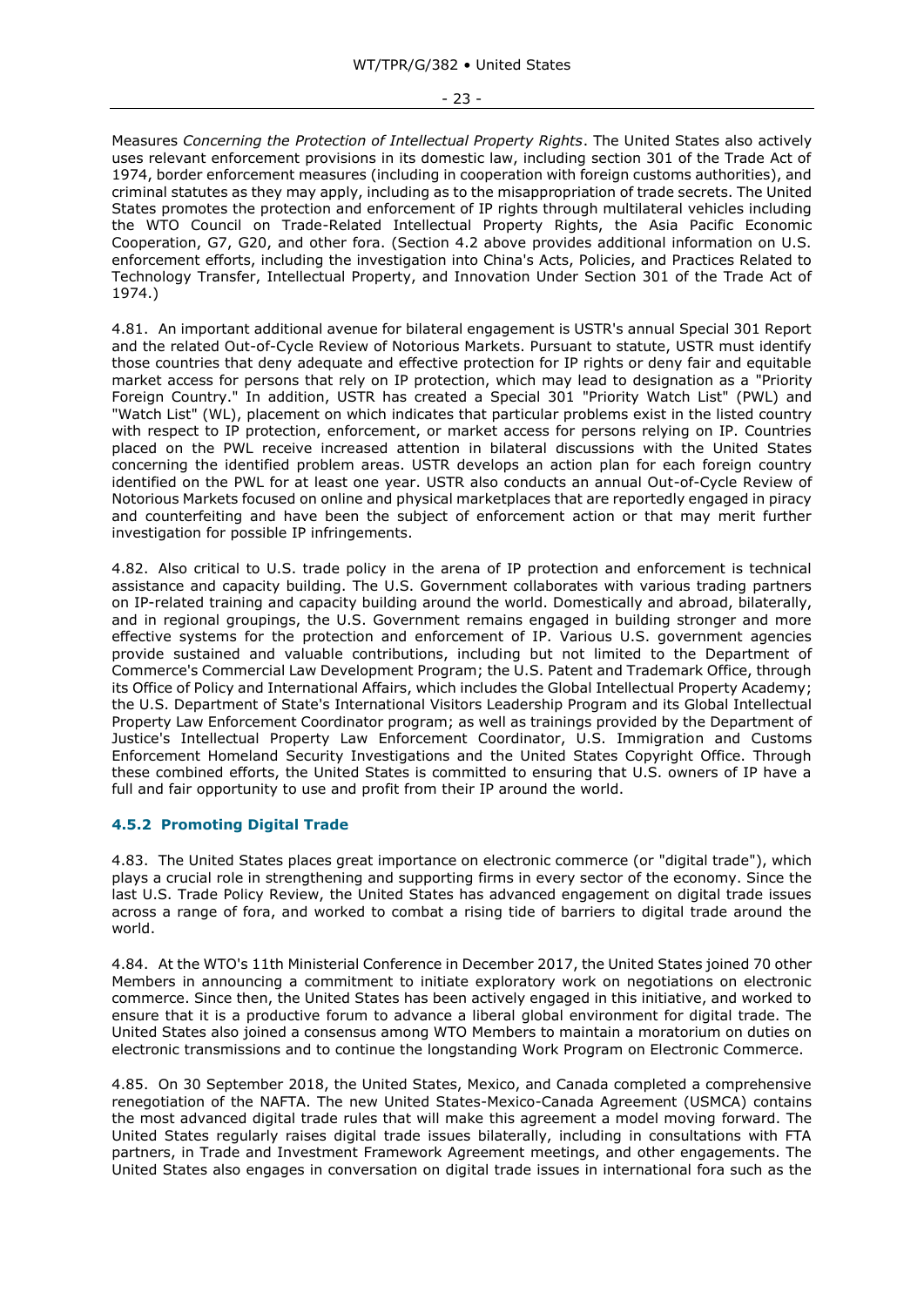Measures *Concerning the Protection of Intellectual Property Rights*. The United States also actively uses relevant enforcement provisions in its domestic law, including section 301 of the Trade Act of 1974, border enforcement measures (including in cooperation with foreign customs authorities), and criminal statutes as they may apply, including as to the misappropriation of trade secrets. The United States promotes the protection and enforcement of IP rights through multilateral vehicles including the WTO Council on Trade-Related Intellectual Property Rights, the Asia Pacific Economic Cooperation, G7, G20, and other fora. (Section 4.2 above provides additional information on U.S. enforcement efforts, including the investigation into China's Acts, Policies, and Practices Related to Technology Transfer, Intellectual Property, and Innovation Under Section 301 of the Trade Act of 1974.)

4.81. An important additional avenue for bilateral engagement is USTR's annual Special 301 Report and the related Out-of-Cycle Review of Notorious Markets. Pursuant to statute, USTR must identify those countries that deny adequate and effective protection for IP rights or deny fair and equitable market access for persons that rely on IP protection, which may lead to designation as a "Priority Foreign Country." In addition, USTR has created a Special 301 "Priority Watch List" (PWL) and "Watch List" (WL), placement on which indicates that particular problems exist in the listed country with respect to IP protection, enforcement, or market access for persons relying on IP. Countries placed on the PWL receive increased attention in bilateral discussions with the United States concerning the identified problem areas. USTR develops an action plan for each foreign country identified on the PWL for at least one year. USTR also conducts an annual Out-of-Cycle Review of Notorious Markets focused on online and physical marketplaces that are reportedly engaged in piracy and counterfeiting and have been the subject of enforcement action or that may merit further investigation for possible IP infringements.

4.82. Also critical to U.S. trade policy in the arena of IP protection and enforcement is technical assistance and capacity building. The U.S. Government collaborates with various trading partners on IP-related training and capacity building around the world. Domestically and abroad, bilaterally, and in regional groupings, the U.S. Government remains engaged in building stronger and more effective systems for the protection and enforcement of IP. Various U.S. government agencies provide sustained and valuable contributions, including but not limited to the Department of Commerce's Commercial Law Development Program; the U.S. Patent and Trademark Office, through its Office of Policy and International Affairs, which includes the Global Intellectual Property Academy; the U.S. Department of State's International Visitors Leadership Program and its Global Intellectual Property Law Enforcement Coordinator program; as well as trainings provided by the Department of Justice's Intellectual Property Law Enforcement Coordinator, U.S. Immigration and Customs Enforcement Homeland Security Investigations and the United States Copyright Office. Through these combined efforts, the United States is committed to ensuring that U.S. owners of IP have a full and fair opportunity to use and profit from their IP around the world.

### 4.5.2 Promoting Digital Trade

4.83. The United States places great importance on electronic commerce (or "digital trade"), which plays a crucial role in strengthening and supporting firms in every sector of the economy. Since the last U.S. Trade Policy Review, the United States has advanced engagement on digital trade issues across a range of fora, and worked to combat a rising tide of barriers to digital trade around the world.

4.84. At the WTO's 11th Ministerial Conference in December 2017, the United States joined 70 other Members in announcing a commitment to initiate exploratory work on negotiations on electronic commerce. Since then, the United States has been actively engaged in this initiative, and worked to ensure that it is a productive forum to advance a liberal global environment for digital trade. The United States also joined a consensus among WTO Members to maintain a moratorium on duties on electronic transmissions and to continue the longstanding Work Program on Electronic Commerce.

4.85. On 30 September 2018, the United States, Mexico, and Canada completed a comprehensive renegotiation of the NAFTA. The new United States-Mexico-Canada Agreement (USMCA) contains the most advanced digital trade rules that will make this agreement a model moving forward. The United States regularly raises digital trade issues bilaterally, including in consultations with FTA partners, in Trade and Investment Framework Agreement meetings, and other engagements. The United States also engages in conversation on digital trade issues in international fora such as the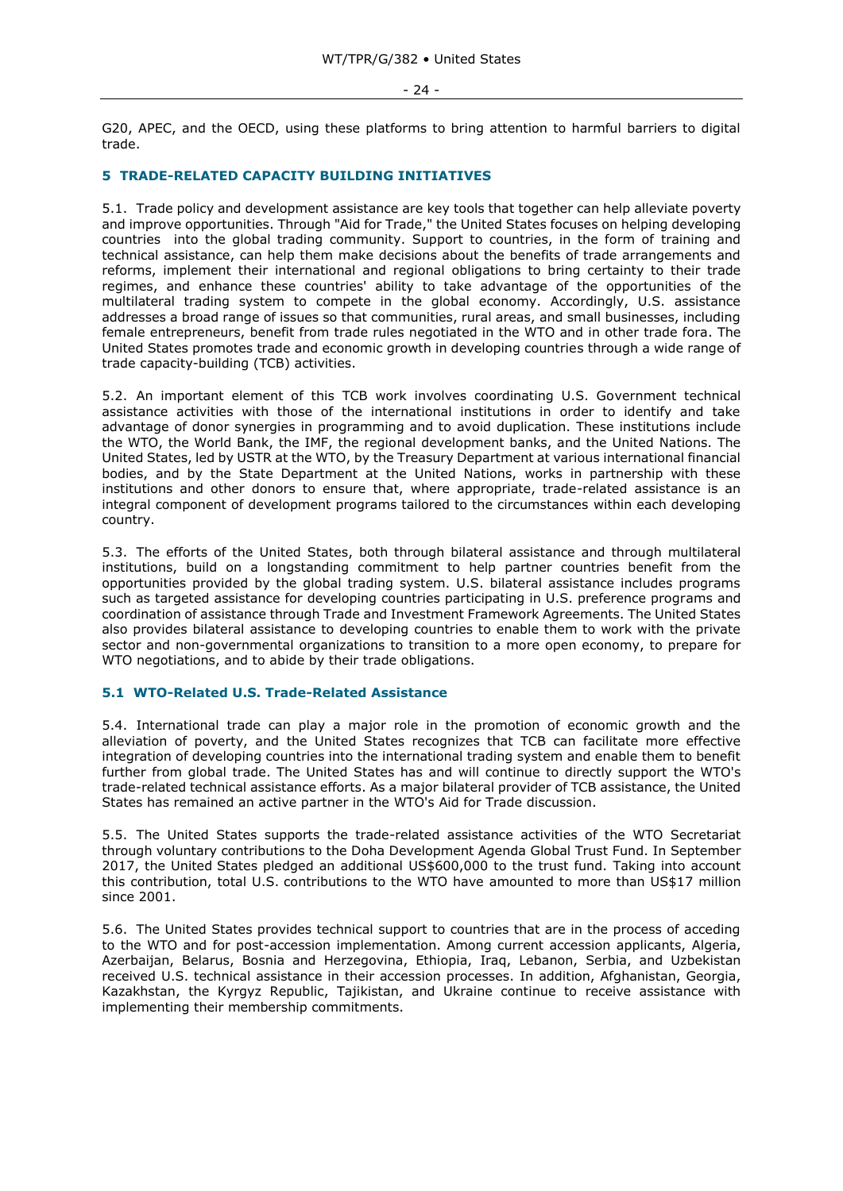G20, APEC, and the OECD, using these platforms to bring attention to harmful barriers to digital trade.

## 5 TRADE-RELATED CAPACITY BUILDING INITIATIVES

5.1. Trade policy and development assistance are key tools that together can help alleviate poverty and improve opportunities. Through "Aid for Trade," the United States focuses on helping developing countries into the global trading community. Support to countries, in the form of training and technical assistance, can help them make decisions about the benefits of trade arrangements and reforms, implement their international and regional obligations to bring certainty to their trade regimes, and enhance these countries' ability to take advantage of the opportunities of the multilateral trading system to compete in the global economy. Accordingly, U.S. assistance addresses a broad range of issues so that communities, rural areas, and small businesses, including female entrepreneurs, benefit from trade rules negotiated in the WTO and in other trade fora. The United States promotes trade and economic growth in developing countries through a wide range of trade capacity-building (TCB) activities.

5.2. An important element of this TCB work involves coordinating U.S. Government technical assistance activities with those of the international institutions in order to identify and take advantage of donor synergies in programming and to avoid duplication. These institutions include the WTO, the World Bank, the IMF, the regional development banks, and the United Nations. The United States, led by USTR at the WTO, by the Treasury Department at various international financial bodies, and by the State Department at the United Nations, works in partnership with these institutions and other donors to ensure that, where appropriate, trade-related assistance is an integral component of development programs tailored to the circumstances within each developing country.

5.3. The efforts of the United States, both through bilateral assistance and through multilateral institutions, build on a longstanding commitment to help partner countries benefit from the opportunities provided by the global trading system. U.S. bilateral assistance includes programs such as targeted assistance for developing countries participating in U.S. preference programs and coordination of assistance through Trade and Investment Framework Agreements. The United States also provides bilateral assistance to developing countries to enable them to work with the private sector and non-governmental organizations to transition to a more open economy, to prepare for WTO negotiations, and to abide by their trade obligations.

### 5.1 WTO-Related U.S. Trade-Related Assistance

5.4. International trade can play a major role in the promotion of economic growth and the alleviation of poverty, and the United States recognizes that TCB can facilitate more effective integration of developing countries into the international trading system and enable them to benefit further from global trade. The United States has and will continue to directly support the WTO's trade-related technical assistance efforts. As a major bilateral provider of TCB assistance, the United States has remained an active partner in the WTO's Aid for Trade discussion.

5.5. The United States supports the trade-related assistance activities of the WTO Secretariat through voluntary contributions to the Doha Development Agenda Global Trust Fund. In September 2017, the United States pledged an additional US$600,000 to the trust fund. Taking into account this contribution, total U.S. contributions to the WTO have amounted to more than US$17 million since 2001.

5.6. The United States provides technical support to countries that are in the process of acceding to the WTO and for post-accession implementation. Among current accession applicants, Algeria, Azerbaijan, Belarus, Bosnia and Herzegovina, Ethiopia, Iraq, Lebanon, Serbia, and Uzbekistan received U.S. technical assistance in their accession processes. In addition, Afghanistan, Georgia, Kazakhstan, the Kyrgyz Republic, Tajikistan, and Ukraine continue to receive assistance with implementing their membership commitments.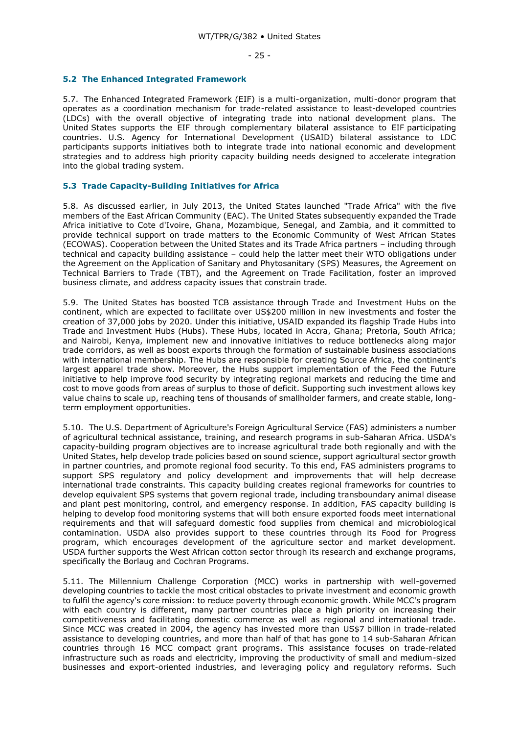## 5.2 The Enhanced Integrated Framework

5.7. The Enhanced Integrated Framework (EIF) is a multi-organization, multi-donor program that operates as a coordination mechanism for trade-related assistance to least-developed countries (LDCs) with the overall objective of integrating trade into national development plans. The United States supports the EIF through complementary bilateral assistance to EIF participating countries. U.S. Agency for International Development (USAID) bilateral assistance to LDC participants supports initiatives both to integrate trade into national economic and development strategies and to address high priority capacity building needs designed to accelerate integration into the global trading system.

## 5.3 Trade Capacity-Building Initiatives for Africa

5.8. As discussed earlier, in July 2013, the United States launched "Trade Africa" with the five members of the East African Community (EAC). The United States subsequently expanded the Trade Africa initiative to Cote d'Ivoire, Ghana, Mozambique, Senegal, and Zambia, and it committed to provide technical support on trade matters to the Economic Community of West African States (ECOWAS). Cooperation between the United States and its Trade Africa partners – including through technical and capacity building assistance – could help the latter meet their WTO obligations under the Agreement on the Application of Sanitary and Phytosanitary (SPS) Measures, the Agreement on Technical Barriers to Trade (TBT), and the Agreement on Trade Facilitation, foster an improved business climate, and address capacity issues that constrain trade.

5.9. The United States has boosted TCB assistance through Trade and Investment Hubs on the continent, which are expected to facilitate over US$200 million in new investments and foster the creation of 37,000 jobs by 2020. Under this initiative, USAID expanded its flagship Trade Hubs into Trade and Investment Hubs (Hubs). These Hubs, located in Accra, Ghana; Pretoria, South Africa; and Nairobi, Kenya, implement new and innovative initiatives to reduce bottlenecks along major trade corridors, as well as boost exports through the formation of sustainable business associations with international membership. The Hubs are responsible for creating Source Africa, the continent's largest apparel trade show. Moreover, the Hubs support implementation of the Feed the Future initiative to help improve food security by integrating regional markets and reducing the time and cost to move goods from areas of surplus to those of deficit. Supporting such investment allows key value chains to scale up, reaching tens of thousands of smallholder farmers, and create stable, long-term employment opportunities.

5.10. The U.S. Department of Agriculture's Foreign Agricultural Service (FAS) administers a number of agricultural technical assistance, training, and research programs in sub-Saharan Africa. USDA's capacity-building program objectives are to increase agricultural trade both regionally and with the United States, help develop trade policies based on sound science, support agricultural sector growth in partner countries, and promote regional food security. To this end, FAS administers programs to support SPS regulatory and policy development and improvements that will help decrease international trade constraints. This capacity building creates regional frameworks for countries to develop equivalent SPS systems that govern regional trade, including transboundary animal disease and plant pest monitoring, control, and emergency response. In addition, FAS capacity building is helping to develop food monitoring systems that will both ensure exported foods meet international requirements and that will safeguard domestic food supplies from chemical and microbiological contamination. USDA also provides support to these countries through its Food for Progress program, which encourages development of the agriculture sector and market development. USDA further supports the West African cotton sector through its research and exchange programs, specifically the Borlaug and Cochran Programs.

5.11. The Millennium Challenge Corporation (MCC) works in partnership with well-governed developing countries to tackle the most critical obstacles to private investment and economic growth to fulfil the agency's core mission: to reduce poverty through economic growth. While MCC's program with each country is different, many partner countries place a high priority on increasing their competitiveness and facilitating domestic commerce as well as regional and international trade. Since MCC was created in 2004, the agency has invested more than US$7 billion in trade-related assistance to developing countries, and more than half of that has gone to 14 sub-Saharan African countries through 16 MCC compact grant programs. This assistance focuses on trade-related infrastructure such as roads and electricity, improving the productivity of small and medium-sized businesses and export-oriented industries, and leveraging policy and regulatory reforms. Such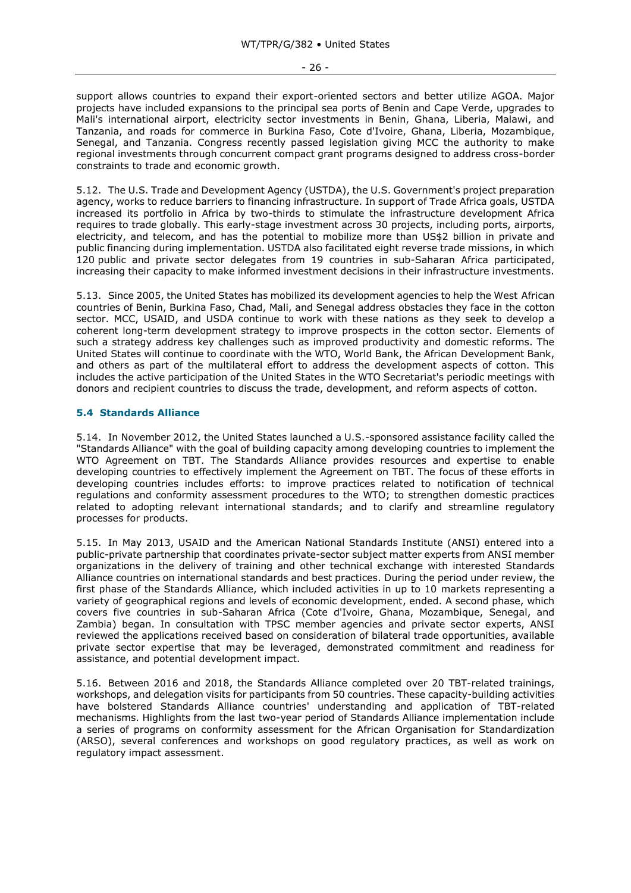support allows countries to expand their export-oriented sectors and better utilize AGOA. Major projects have included expansions to the principal sea ports of Benin and Cape Verde, upgrades to Mali's international airport, electricity sector investments in Benin, Ghana, Liberia, Malawi, and Tanzania, and roads for commerce in Burkina Faso, Cote d'Ivoire, Ghana, Liberia, Mozambique, Senegal, and Tanzania. Congress recently passed legislation giving MCC the authority to make regional investments through concurrent compact grant programs designed to address cross-border constraints to trade and economic growth.

5.12. The U.S. Trade and Development Agency (USTDA), the U.S. Government's project preparation agency, works to reduce barriers to financing infrastructure. In support of Trade Africa goals, USTDA increased its portfolio in Africa by two-thirds to stimulate the infrastructure development Africa requires to trade globally. This early-stage investment across 30 projects, including ports, airports, electricity, and telecom, and has the potential to mobilize more than US$2 billion in private and public financing during implementation. USTDA also facilitated eight reverse trade missions, in which 120 public and private sector delegates from 19 countries in sub-Saharan Africa participated, increasing their capacity to make informed investment decisions in their infrastructure investments.

5.13. Since 2005, the United States has mobilized its development agencies to help the West African countries of Benin, Burkina Faso, Chad, Mali, and Senegal address obstacles they face in the cotton sector. MCC, USAID, and USDA continue to work with these nations as they seek to develop a coherent long-term development strategy to improve prospects in the cotton sector. Elements of such a strategy address key challenges such as improved productivity and domestic reforms. The United States will continue to coordinate with the WTO, World Bank, the African Development Bank, and others as part of the multilateral effort to address the development aspects of cotton. This includes the active participation of the United States in the WTO Secretariat's periodic meetings with donors and recipient countries to discuss the trade, development, and reform aspects of cotton.

## 5.4 Standards Alliance

5.14. In November 2012, the United States launched a U.S.-sponsored assistance facility called the "Standards Alliance" with the goal of building capacity among developing countries to implement the WTO Agreement on TBT. The Standards Alliance provides resources and expertise to enable developing countries to effectively implement the Agreement on TBT. The focus of these efforts in developing countries includes efforts: to improve practices related to notification of technical regulations and conformity assessment procedures to the WTO; to strengthen domestic practices related to adopting relevant international standards; and to clarify and streamline regulatory processes for products.

5.15. In May 2013, USAID and the American National Standards Institute (ANSI) entered into a public-private partnership that coordinates private-sector subject matter experts from ANSI member organizations in the delivery of training and other technical exchange with interested Standards Alliance countries on international standards and best practices. During the period under review, the first phase of the Standards Alliance, which included activities in up to 10 markets representing a variety of geographical regions and levels of economic development, ended. A second phase, which covers five countries in sub-Saharan Africa (Cote d'Ivoire, Ghana, Mozambique, Senegal, and Zambia) began. In consultation with TPSC member agencies and private sector experts, ANSI reviewed the applications received based on consideration of bilateral trade opportunities, available private sector expertise that may be leveraged, demonstrated commitment and readiness for assistance, and potential development impact.

5.16. Between 2016 and 2018, the Standards Alliance completed over 20 TBT-related trainings, workshops, and delegation visits for participants from 50 countries. These capacity-building activities have bolstered Standards Alliance countries' understanding and application of TBT-related mechanisms. Highlights from the last two-year period of Standards Alliance implementation include a series of programs on conformity assessment for the African Organisation for Standardization (ARSO), several conferences and workshops on good regulatory practices, as well as work on regulatory impact assessment.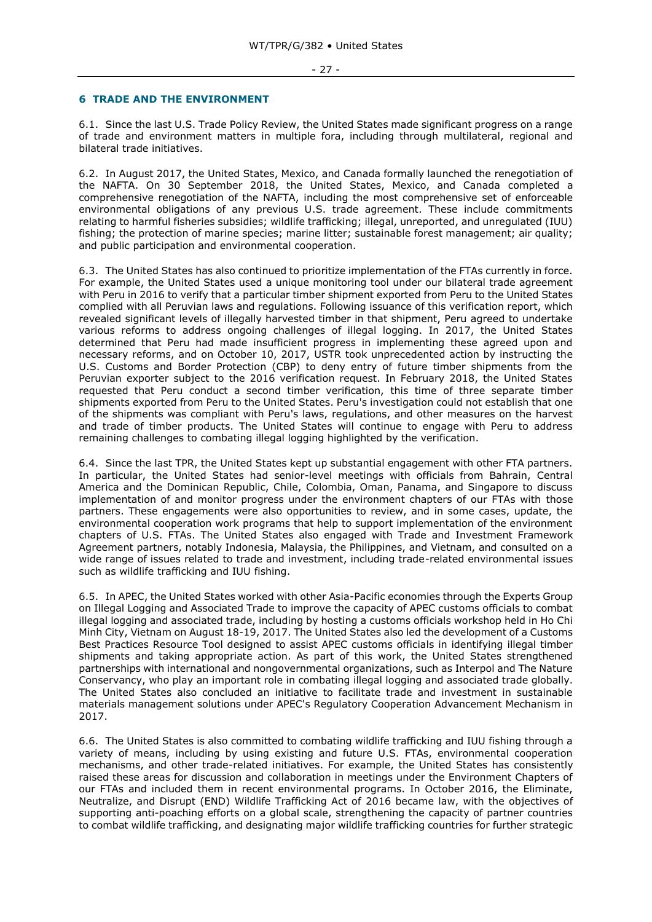## 6 TRADE AND THE ENVIRONMENT

6.1. Since the last U.S. Trade Policy Review, the United States made significant progress on a range of trade and environment matters in multiple fora, including through multilateral, regional and bilateral trade initiatives.

6.2. In August 2017, the United States, Mexico, and Canada formally launched the renegotiation of the NAFTA. On 30 September 2018, the United States, Mexico, and Canada completed a comprehensive renegotiation of the NAFTA, including the most comprehensive set of enforceable environmental obligations of any previous U.S. trade agreement. These include commitments relating to harmful fisheries subsidies; wildlife trafficking; illegal, unreported, and unregulated (IUU) fishing; the protection of marine species; marine litter; sustainable forest management; air quality; and public participation and environmental cooperation.

6.3. The United States has also continued to prioritize implementation of the FTAs currently in force. For example, the United States used a unique monitoring tool under our bilateral trade agreement with Peru in 2016 to verify that a particular timber shipment exported from Peru to the United States complied with all Peruvian laws and regulations. Following issuance of this verification report, which revealed significant levels of illegally harvested timber in that shipment, Peru agreed to undertake various reforms to address ongoing challenges of illegal logging. In 2017, the United States determined that Peru had made insufficient progress in implementing these agreed upon and necessary reforms, and on October 10, 2017, USTR took unprecedented action by instructing the U.S. Customs and Border Protection (CBP) to deny entry of future timber shipments from the Peruvian exporter subject to the 2016 verification request. In February 2018, the United States requested that Peru conduct a second timber verification, this time of three separate timber shipments exported from Peru to the United States. Peru's investigation could not establish that one of the shipments was compliant with Peru's laws, regulations, and other measures on the harvest and trade of timber products. The United States will continue to engage with Peru to address remaining challenges to combating illegal logging highlighted by the verification.

6.4. Since the last TPR, the United States kept up substantial engagement with other FTA partners. In particular, the United States had senior-level meetings with officials from Bahrain, Central America and the Dominican Republic, Chile, Colombia, Oman, Panama, and Singapore to discuss implementation of and monitor progress under the environment chapters of our FTAs with those partners. These engagements were also opportunities to review, and in some cases, update, the environmental cooperation work programs that help to support implementation of the environment chapters of U.S. FTAs. The United States also engaged with Trade and Investment Framework Agreement partners, notably Indonesia, Malaysia, the Philippines, and Vietnam, and consulted on a wide range of issues related to trade and investment, including trade-related environmental issues such as wildlife trafficking and IUU fishing.

6.5. In APEC, the United States worked with other Asia-Pacific economies through the Experts Group on Illegal Logging and Associated Trade to improve the capacity of APEC customs officials to combat illegal logging and associated trade, including by hosting a customs officials workshop held in Ho Chi Minh City, Vietnam on August 18-19, 2017. The United States also led the development of a Customs Best Practices Resource Tool designed to assist APEC customs officials in identifying illegal timber shipments and taking appropriate action. As part of this work, the United States strengthened partnerships with international and nongovernmental organizations, such as Interpol and The Nature Conservancy, who play an important role in combating illegal logging and associated trade globally. The United States also concluded an initiative to facilitate trade and investment in sustainable materials management solutions under APEC's Regulatory Cooperation Advancement Mechanism in 2017.

6.6. The United States is also committed to combating wildlife trafficking and IUU fishing through a variety of means, including by using existing and future U.S. FTAs, environmental cooperation mechanisms, and other trade-related initiatives. For example, the United States has consistently raised these areas for discussion and collaboration in meetings under the Environment Chapters of our FTAs and included them in recent environmental programs. In October 2016, the Eliminate, Neutralize, and Disrupt (END) Wildlife Trafficking Act of 2016 became law, with the objectives of supporting anti-poaching efforts on a global scale, strengthening the capacity of partner countries to combat wildlife trafficking, and designating major wildlife trafficking countries for further strategic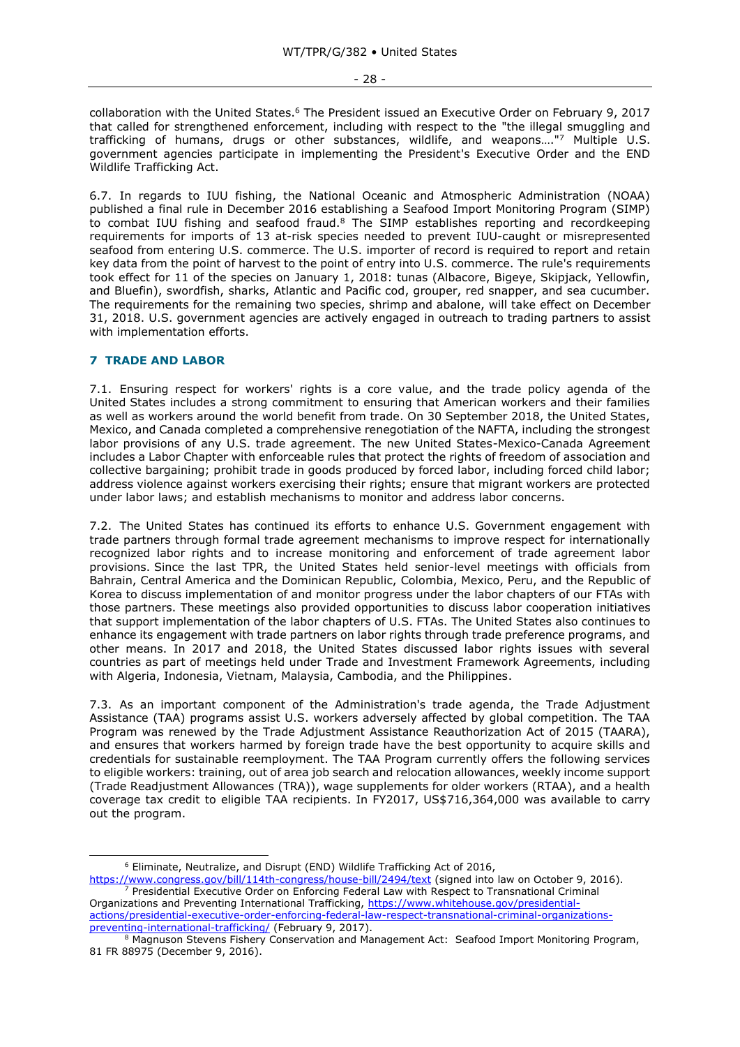collaboration with the United States.[6] The President issued an Executive Order on February 9, 2017 that called for strengthened enforcement, including with respect to the "the illegal smuggling and trafficking of humans, drugs or other substances, wildlife, and weapons…."[7] Multiple U.S. government agencies participate in implementing the President's Executive Order and the END Wildlife Trafficking Act.

6.7. In regards to IUU fishing, the National Oceanic and Atmospheric Administration (NOAA) published a final rule in December 2016 establishing a Seafood Import Monitoring Program (SIMP) to combat IUU fishing and seafood fraud.[8] The SIMP establishes reporting and recordkeeping requirements for imports of 13 at-risk species needed to prevent IUU-caught or misrepresented seafood from entering U.S. commerce. The U.S. importer of record is required to report and retain key data from the point of harvest to the point of entry into U.S. commerce. The rule's requirements took effect for 11 of the species on January 1, 2018: tunas (Albacore, Bigeye, Skipjack, Yellowfin, and Bluefin), swordfish, sharks, Atlantic and Pacific cod, grouper, red snapper, and sea cucumber. The requirements for the remaining two species, shrimp and abalone, will take effect on December 31, 2018. U.S. government agencies are actively engaged in outreach to trading partners to assist with implementation efforts.

## 7 TRADE AND LABOR

7.1. Ensuring respect for workers' rights is a core value, and the trade policy agenda of the United States includes a strong commitment to ensuring that American workers and their families as well as workers around the world benefit from trade. On 30 September 2018, the United States, Mexico, and Canada completed a comprehensive renegotiation of the NAFTA, including the strongest labor provisions of any U.S. trade agreement. The new United States-Mexico-Canada Agreement includes a Labor Chapter with enforceable rules that protect the rights of freedom of association and collective bargaining; prohibit trade in goods produced by forced labor, including forced child labor; address violence against workers exercising their rights; ensure that migrant workers are protected under labor laws; and establish mechanisms to monitor and address labor concerns.

7.2. The United States has continued its efforts to enhance U.S. Government engagement with trade partners through formal trade agreement mechanisms to improve respect for internationally recognized labor rights and to increase monitoring and enforcement of trade agreement labor provisions. Since the last TPR, the United States held senior-level meetings with officials from Bahrain, Central America and the Dominican Republic, Colombia, Mexico, Peru, and the Republic of Korea to discuss implementation of and monitor progress under the labor chapters of our FTAs with those partners. These meetings also provided opportunities to discuss labor cooperation initiatives that support implementation of the labor chapters of U.S. FTAs. The United States also continues to enhance its engagement with trade partners on labor rights through trade preference programs, and other means. In 2017 and 2018, the United States discussed labor rights issues with several countries as part of meetings held under Trade and Investment Framework Agreements, including with Algeria, Indonesia, Vietnam, Malaysia, Cambodia, and the Philippines.

7.3. As an important component of the Administration's trade agenda, the Trade Adjustment Assistance (TAA) programs assist U.S. workers adversely affected by global competition. The TAA Program was renewed by the Trade Adjustment Assistance Reauthorization Act of 2015 (TAARA), and ensures that workers harmed by foreign trade have the best opportunity to acquire skills and credentials for sustainable reemployment. The TAA Program currently offers the following services to eligible workers: training, out of area job search and relocation allowances, weekly income support (Trade Readjustment Allowances (TRA)), wage supplements for older workers (RTAA), and a health coverage tax credit to eligible TAA recipients. In FY2017, US$716,364,000 was available to carry out the program.

---

[6] Eliminate, Neutralize, and Disrupt (END) Wildlife Trafficking Act of 2016, https://www.congress.gov/bill/114th-congress/house-bill/2494/text (signed into law on October 9, 2016).

[7] Presidential Executive Order on Enforcing Federal Law with Respect to Transnational Criminal Organizations and Preventing International Trafficking, https://www.whitehouse.gov/presidential-actions/presidential-executive-order-enforcing-federal-law-respect-transnational-criminal-organizations-preventing-international-trafficking/ (February 9, 2017).

[8] Magnuson Stevens Fishery Conservation and Management Act: Seafood Import Monitoring Program, 81 FR 88975 (December 9, 2016).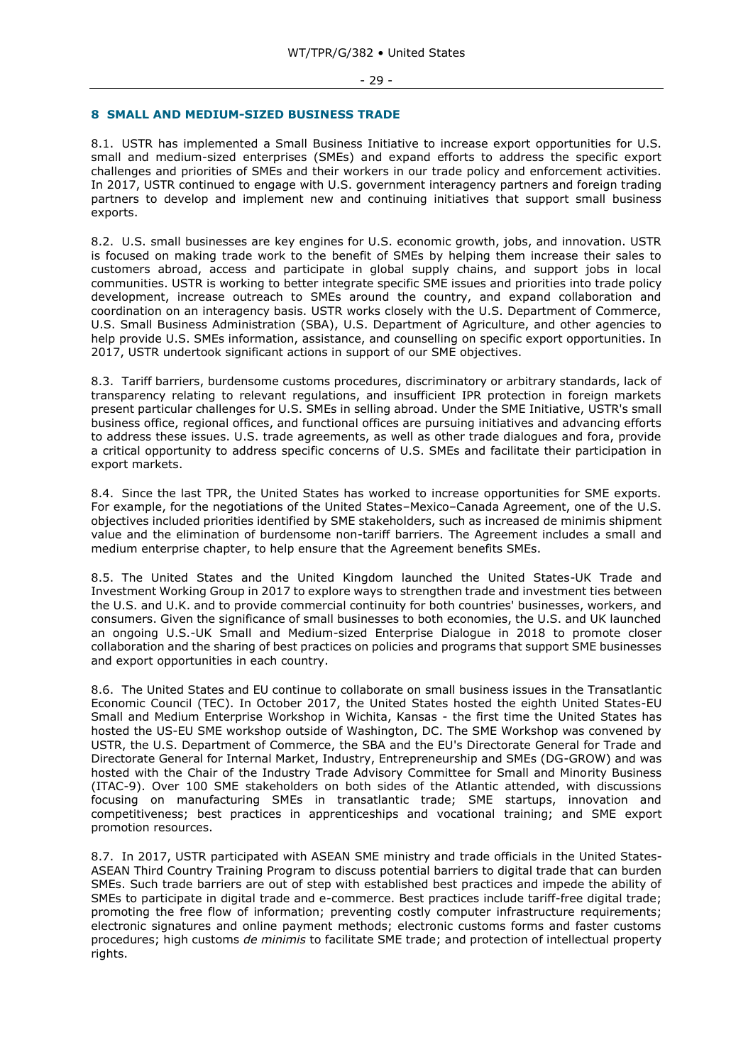## 8 SMALL AND MEDIUM-SIZED BUSINESS TRADE

8.1. USTR has implemented a Small Business Initiative to increase export opportunities for U.S. small and medium-sized enterprises (SMEs) and expand efforts to address the specific export challenges and priorities of SMEs and their workers in our trade policy and enforcement activities. In 2017, USTR continued to engage with U.S. government interagency partners and foreign trading partners to develop and implement new and continuing initiatives that support small business exports.

8.2. U.S. small businesses are key engines for U.S. economic growth, jobs, and innovation. USTR is focused on making trade work to the benefit of SMEs by helping them increase their sales to customers abroad, access and participate in global supply chains, and support jobs in local communities. USTR is working to better integrate specific SME issues and priorities into trade policy development, increase outreach to SMEs around the country, and expand collaboration and coordination on an interagency basis. USTR works closely with the U.S. Department of Commerce, U.S. Small Business Administration (SBA), U.S. Department of Agriculture, and other agencies to help provide U.S. SMEs information, assistance, and counselling on specific export opportunities. In 2017, USTR undertook significant actions in support of our SME objectives.

8.3. Tariff barriers, burdensome customs procedures, discriminatory or arbitrary standards, lack of transparency relating to relevant regulations, and insufficient IPR protection in foreign markets present particular challenges for U.S. SMEs in selling abroad. Under the SME Initiative, USTR's small business office, regional offices, and functional offices are pursuing initiatives and advancing efforts to address these issues. U.S. trade agreements, as well as other trade dialogues and fora, provide a critical opportunity to address specific concerns of U.S. SMEs and facilitate their participation in export markets.

8.4. Since the last TPR, the United States has worked to increase opportunities for SME exports. For example, for the negotiations of the United States–Mexico–Canada Agreement, one of the U.S. objectives included priorities identified by SME stakeholders, such as increased de minimis shipment value and the elimination of burdensome non-tariff barriers. The Agreement includes a small and medium enterprise chapter, to help ensure that the Agreement benefits SMEs.

8.5. The United States and the United Kingdom launched the United States-UK Trade and Investment Working Group in 2017 to explore ways to strengthen trade and investment ties between the U.S. and U.K. and to provide commercial continuity for both countries' businesses, workers, and consumers. Given the significance of small businesses to both economies, the U.S. and UK launched an ongoing U.S.-UK Small and Medium-sized Enterprise Dialogue in 2018 to promote closer collaboration and the sharing of best practices on policies and programs that support SME businesses and export opportunities in each country.

8.6. The United States and EU continue to collaborate on small business issues in the Transatlantic Economic Council (TEC). In October 2017, the United States hosted the eighth United States-EU Small and Medium Enterprise Workshop in Wichita, Kansas - the first time the United States has hosted the US-EU SME workshop outside of Washington, DC. The SME Workshop was convened by USTR, the U.S. Department of Commerce, the SBA and the EU's Directorate General for Trade and Directorate General for Internal Market, Industry, Entrepreneurship and SMEs (DG-GROW) and was hosted with the Chair of the Industry Trade Advisory Committee for Small and Minority Business (ITAC-9). Over 100 SME stakeholders on both sides of the Atlantic attended, with discussions focusing on manufacturing SMEs in transatlantic trade; SME startups, innovation and competitiveness; best practices in apprenticeships and vocational training; and SME export promotion resources.

8.7. In 2017, USTR participated with ASEAN SME ministry and trade officials in the United States-ASEAN Third Country Training Program to discuss potential barriers to digital trade that can burden SMEs. Such trade barriers are out of step with established best practices and impede the ability of SMEs to participate in digital trade and e-commerce. Best practices include tariff-free digital trade; promoting the free flow of information; preventing costly computer infrastructure requirements; electronic signatures and online payment methods; electronic customs forms and faster customs procedures; high customs *de minimis* to facilitate SME trade; and protection of intellectual property rights.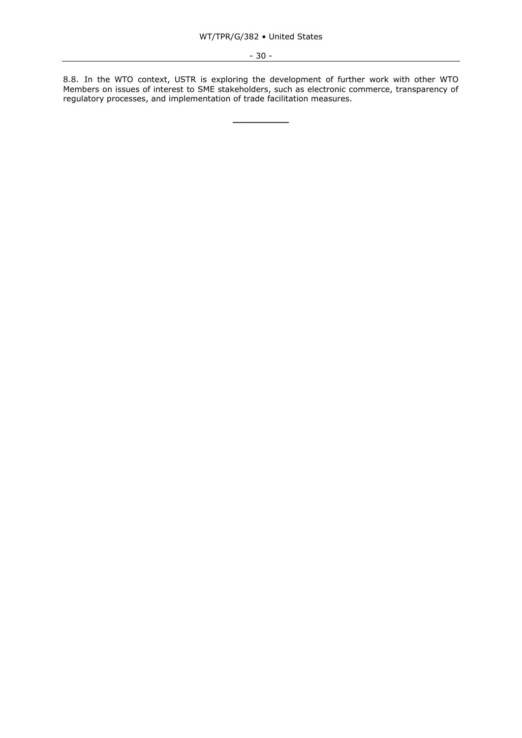8.8. In the WTO context, USTR is exploring the development of further work with other WTO Members on issues of interest to SME stakeholders, such as electronic commerce, transparency of regulatory processes, and implementation of trade facilitation measures.

__________